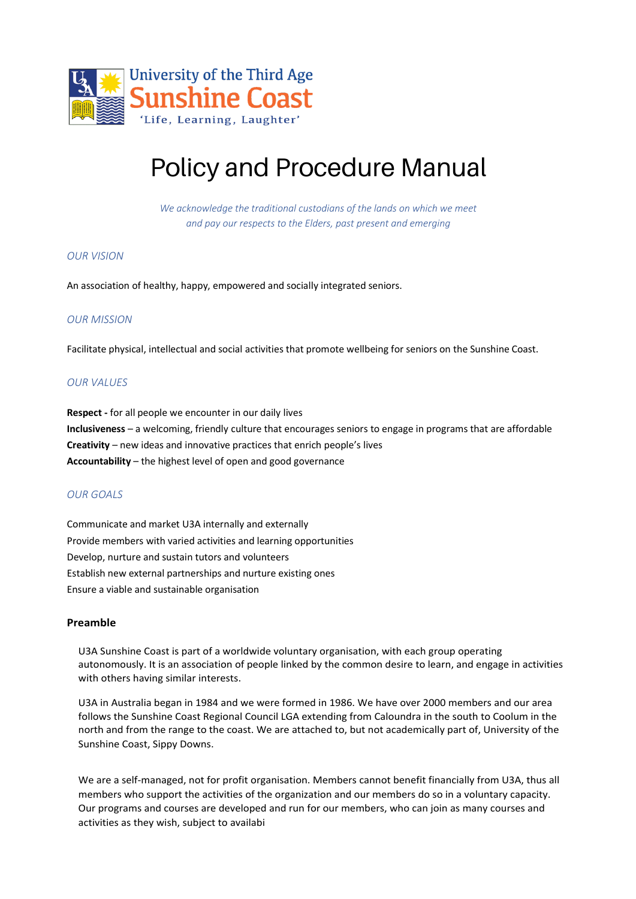University of the Third Age
Sunshine Coast
'Life, Learning, Laughter'

# Policy and Procedure Manual

*We acknowledge the traditional custodians of the lands on which we meet and pay our respects to the Elders, past present and emerging*

## *OUR VISION*

An association of healthy, happy, empowered and socially integrated seniors.

## *OUR MISSION*

Facilitate physical, intellectual and social activities that promote wellbeing for seniors on the Sunshine Coast.

## *OUR VALUES*

**Respect -** for all people we encounter in our daily lives
**Inclusiveness** – a welcoming, friendly culture that encourages seniors to engage in programs that are affordable
**Creativity** – new ideas and innovative practices that enrich people's lives
**Accountability** – the highest level of open and good governance

## *OUR GOALS*

Communicate and market U3A internally and externally
Provide members with varied activities and learning opportunities
Develop, nurture and sustain tutors and volunteers
Establish new external partnerships and nurture existing ones
Ensure a viable and sustainable organisation

### Preamble

U3A Sunshine Coast is part of a worldwide voluntary organisation, with each group operating autonomously. It is an association of people linked by the common desire to learn, and engage in activities with others having similar interests.

U3A in Australia began in 1984 and we were formed in 1986. We have over 2000 members and our area follows the Sunshine Coast Regional Council LGA extending from Caloundra in the south to Coolum in the north and from the range to the coast. We are attached to, but not academically part of, University of the Sunshine Coast, Sippy Downs.

We are a self-managed, not for profit organisation. Members cannot benefit financially from U3A, thus all members who support the activities of the organization and our members do so in a voluntary capacity. Our programs and courses are developed and run for our members, who can join as many courses and activities as they wish, subject to availabi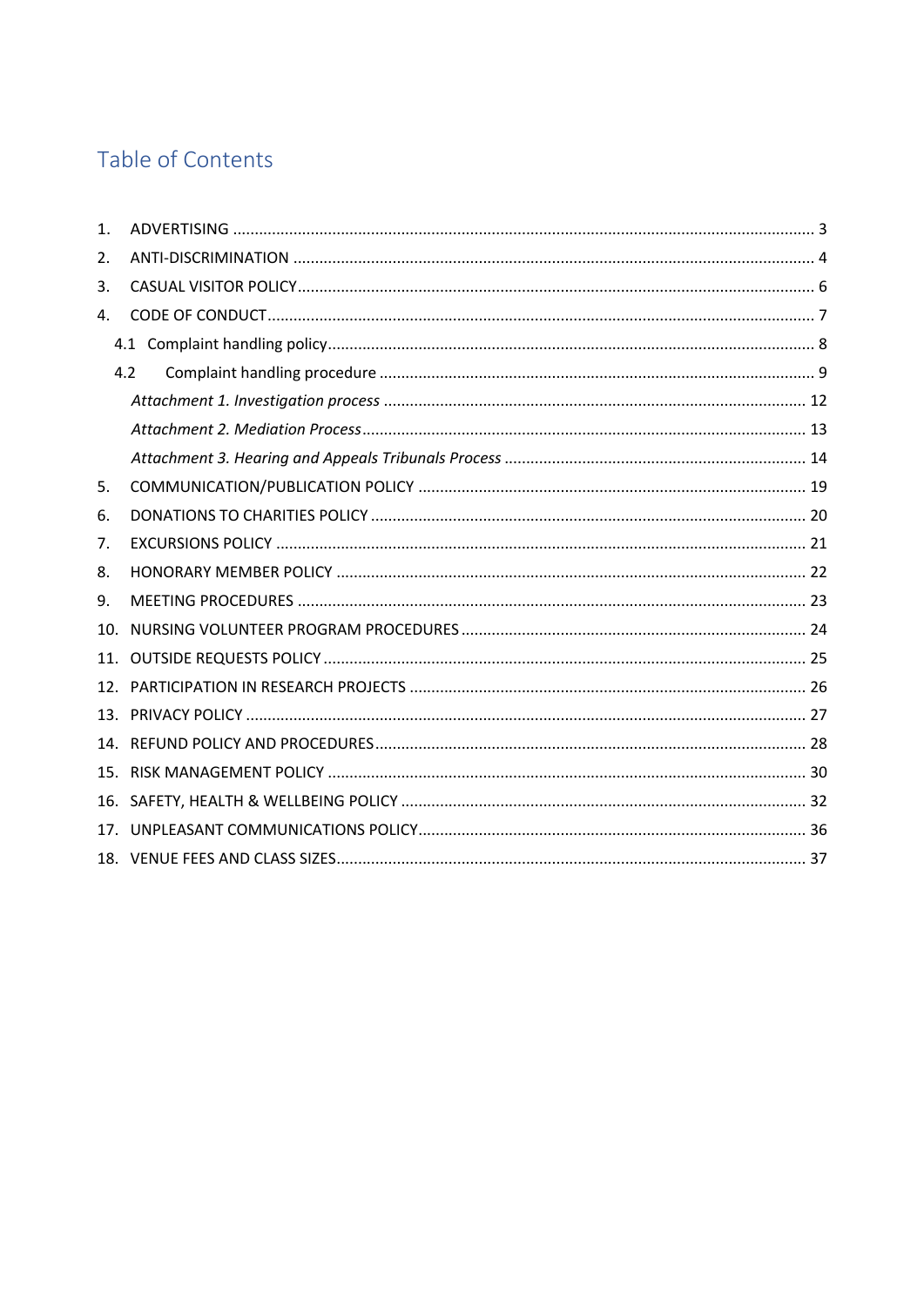# Table of Contents

1. ADVERTISING ........ 3
2. ANTI-DISCRIMINATION ........ 4
3. CASUAL VISITOR POLICY ........ 6
4. CODE OF CONDUCT ........ 7
   - 4.1 Complaint handling policy ........ 8
   - 4.2 Complaint handling procedure ........ 9
     - *Attachment 1. Investigation process* ........ 12
     - *Attachment 2. Mediation Process* ........ 13
     - *Attachment 3. Hearing and Appeals Tribunals Process* ........ 14
5. COMMUNICATION/PUBLICATION POLICY ........ 19
6. DONATIONS TO CHARITIES POLICY ........ 20
7. EXCURSIONS POLICY ........ 21
8. HONORARY MEMBER POLICY ........ 22
9. MEETING PROCEDURES ........ 23
10. NURSING VOLUNTEER PROGRAM PROCEDURES ........ 24
11. OUTSIDE REQUESTS POLICY ........ 25
12. PARTICIPATION IN RESEARCH PROJECTS ........ 26
13. PRIVACY POLICY ........ 27
14. REFUND POLICY AND PROCEDURES ........ 28
15. RISK MANAGEMENT POLICY ........ 30
16. SAFETY, HEALTH & WELLBEING POLICY ........ 32
17. UNPLEASANT COMMUNICATIONS POLICY ........ 36
18. VENUE FEES AND CLASS SIZES ........ 37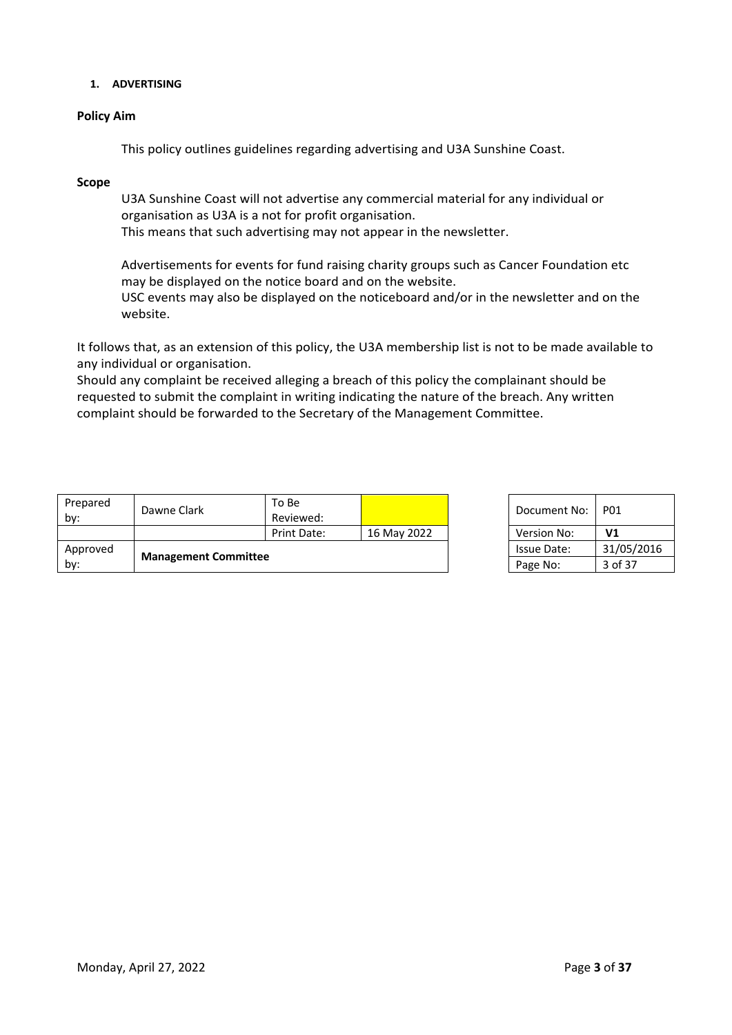## 1. ADVERTISING

**Policy Aim**

This policy outlines guidelines regarding advertising and U3A Sunshine Coast.

**Scope**

U3A Sunshine Coast will not advertise any commercial material for any individual or organisation as U3A is a not for profit organisation.
This means that such advertising may not appear in the newsletter.

Advertisements for events for fund raising charity groups such as Cancer Foundation etc may be displayed on the notice board and on the website.
USC events may also be displayed on the noticeboard and/or in the newsletter and on the website.

It follows that, as an extension of this policy, the U3A membership list is not to be made available to any individual or organisation.
Should any complaint be received alleging a breach of this policy the complainant should be requested to submit the complaint in writing indicating the nature of the breach. Any written complaint should be forwarded to the Secretary of the Management Committee.

| Prepared by: | Dawne Clark | To Be Reviewed: | |
|---|---|---|---|
| | | Print Date: | 16 May 2022 |
| Approved by: | **Management Committee** | | |

| Document No: | P01 |
|---|---|
| Version No: | **V1** |
| Issue Date: | 31/05/2016 |
| Page No: | 3 of 37 |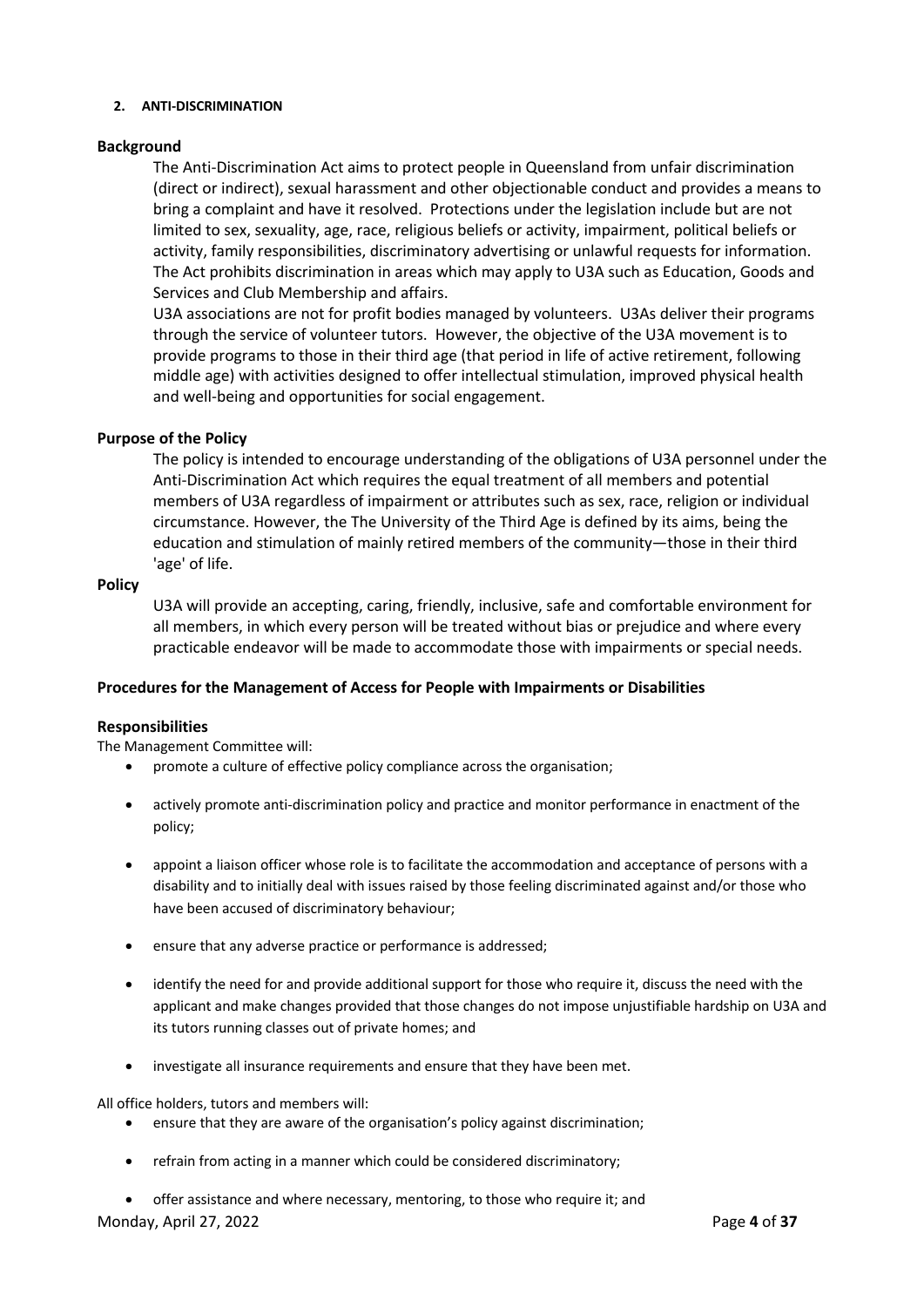## 2. ANTI-DISCRIMINATION

### Background

The Anti-Discrimination Act aims to protect people in Queensland from unfair discrimination (direct or indirect), sexual harassment and other objectionable conduct and provides a means to bring a complaint and have it resolved. Protections under the legislation include but are not limited to sex, sexuality, age, race, religious beliefs or activity, impairment, political beliefs or activity, family responsibilities, discriminatory advertising or unlawful requests for information. The Act prohibits discrimination in areas which may apply to U3A such as Education, Goods and Services and Club Membership and affairs.

U3A associations are not for profit bodies managed by volunteers. U3As deliver their programs through the service of volunteer tutors. However, the objective of the U3A movement is to provide programs to those in their third age (that period in life of active retirement, following middle age) with activities designed to offer intellectual stimulation, improved physical health and well-being and opportunities for social engagement.

### Purpose of the Policy

The policy is intended to encourage understanding of the obligations of U3A personnel under the Anti-Discrimination Act which requires the equal treatment of all members and potential members of U3A regardless of impairment or attributes such as sex, race, religion or individual circumstance. However, the The University of the Third Age is defined by its aims, being the education and stimulation of mainly retired members of the community—those in their third 'age' of life.

### Policy

U3A will provide an accepting, caring, friendly, inclusive, safe and comfortable environment for all members, in which every person will be treated without bias or prejudice and where every practicable endeavor will be made to accommodate those with impairments or special needs.

### Procedures for the Management of Access for People with Impairments or Disabilities

#### Responsibilities

The Management Committee will:

- promote a culture of effective policy compliance across the organisation;
- actively promote anti-discrimination policy and practice and monitor performance in enactment of the policy;
- appoint a liaison officer whose role is to facilitate the accommodation and acceptance of persons with a disability and to initially deal with issues raised by those feeling discriminated against and/or those who have been accused of discriminatory behaviour;
- ensure that any adverse practice or performance is addressed;
- identify the need for and provide additional support for those who require it, discuss the need with the applicant and make changes provided that those changes do not impose unjustifiable hardship on U3A and its tutors running classes out of private homes; and
- investigate all insurance requirements and ensure that they have been met.

All office holders, tutors and members will:

- ensure that they are aware of the organisation's policy against discrimination;
- refrain from acting in a manner which could be considered discriminatory;
- offer assistance and where necessary, mentoring, to those who require it; and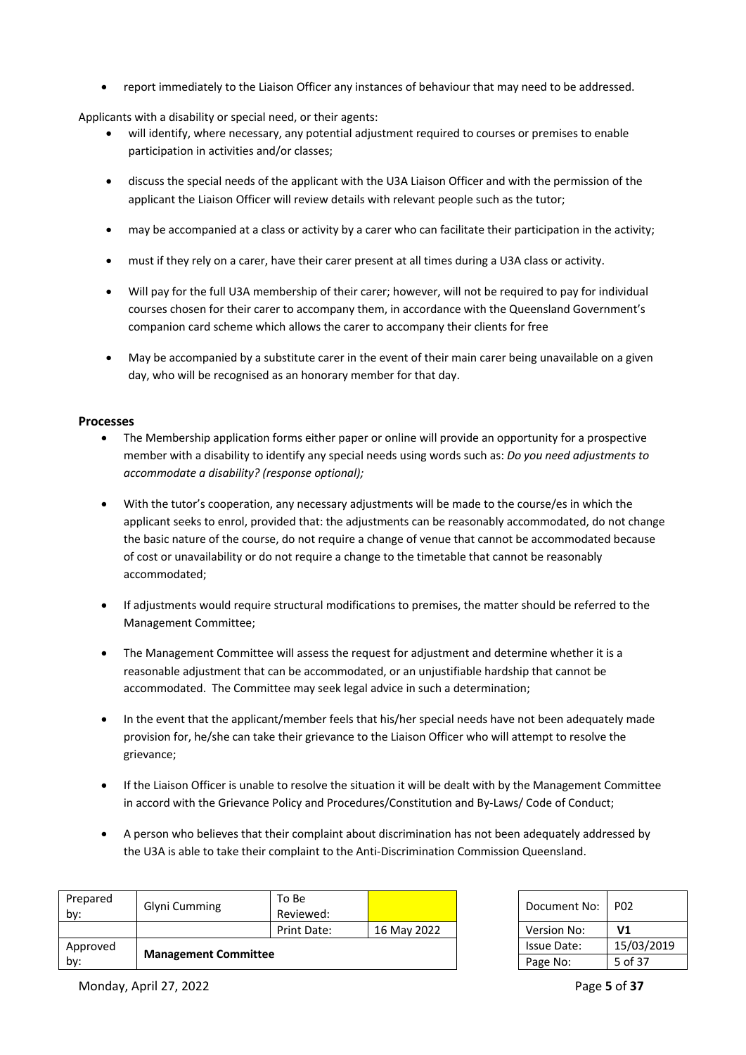- report immediately to the Liaison Officer any instances of behaviour that may need to be addressed.

Applicants with a disability or special need, or their agents:

- will identify, where necessary, any potential adjustment required to courses or premises to enable participation in activities and/or classes;
- discuss the special needs of the applicant with the U3A Liaison Officer and with the permission of the applicant the Liaison Officer will review details with relevant people such as the tutor;
- may be accompanied at a class or activity by a carer who can facilitate their participation in the activity;
- must if they rely on a carer, have their carer present at all times during a U3A class or activity.
- Will pay for the full U3A membership of their carer; however, will not be required to pay for individual courses chosen for their carer to accompany them, in accordance with the Queensland Government's companion card scheme which allows the carer to accompany their clients for free
- May be accompanied by a substitute carer in the event of their main carer being unavailable on a given day, who will be recognised as an honorary member for that day.

### Processes

- The Membership application forms either paper or online will provide an opportunity for a prospective member with a disability to identify any special needs using words such as: *Do you need adjustments to accommodate a disability? (response optional);*
- With the tutor's cooperation, any necessary adjustments will be made to the course/es in which the applicant seeks to enrol, provided that: the adjustments can be reasonably accommodated, do not change the basic nature of the course, do not require a change of venue that cannot be accommodated because of cost or unavailability or do not require a change to the timetable that cannot be reasonably accommodated;
- If adjustments would require structural modifications to premises, the matter should be referred to the Management Committee;
- The Management Committee will assess the request for adjustment and determine whether it is a reasonable adjustment that can be accommodated, or an unjustifiable hardship that cannot be accommodated. The Committee may seek legal advice in such a determination;
- In the event that the applicant/member feels that his/her special needs have not been adequately made provision for, he/she can take their grievance to the Liaison Officer who will attempt to resolve the grievance;
- If the Liaison Officer is unable to resolve the situation it will be dealt with by the Management Committee in accord with the Grievance Policy and Procedures/Constitution and By-Laws/ Code of Conduct;
- A person who believes that their complaint about discrimination has not been adequately addressed by the U3A is able to take their complaint to the Anti-Discrimination Commission Queensland.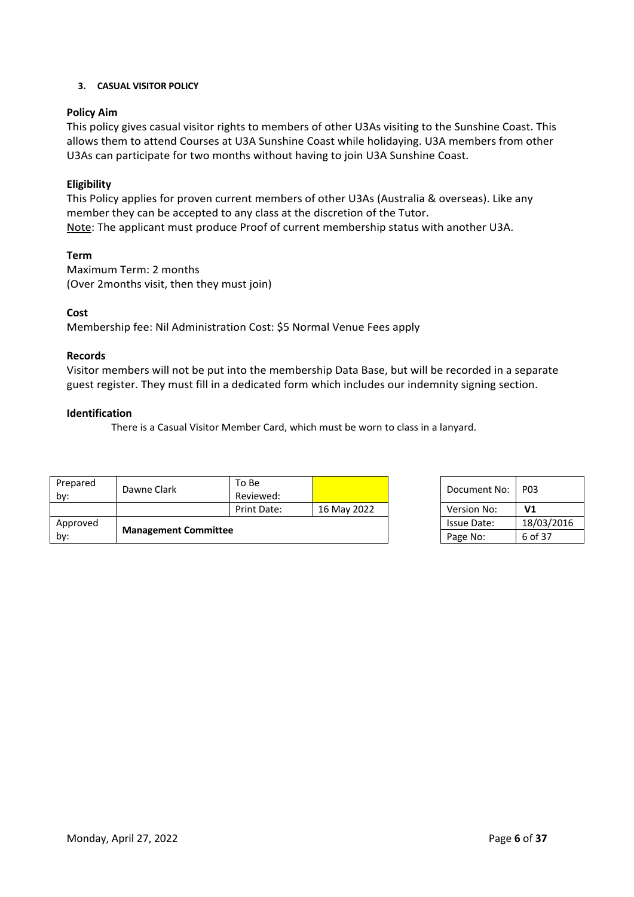### 3. CASUAL VISITOR POLICY

**Policy Aim**

This policy gives casual visitor rights to members of other U3As visiting to the Sunshine Coast. This allows them to attend Courses at U3A Sunshine Coast while holidaying. U3A members from other U3As can participate for two months without having to join U3A Sunshine Coast.

**Eligibility**

This Policy applies for proven current members of other U3As (Australia & overseas). Like any member they can be accepted to any class at the discretion of the Tutor.
Note: The applicant must produce Proof of current membership status with another U3A.

**Term**

Maximum Term: 2 months
(Over 2months visit, then they must join)

**Cost**

Membership fee: Nil Administration Cost: $5 Normal Venue Fees apply

**Records**

Visitor members will not be put into the membership Data Base, but will be recorded in a separate guest register. They must fill in a dedicated form which includes our indemnity signing section.

**Identification**

There is a Casual Visitor Member Card, which must be worn to class in a lanyard.

| Prepared by: | Dawne Clark | To Be Reviewed: | |
|---|---|---|---|
| | | Print Date: | 16 May 2022 |
| Approved by: | **Management Committee** | | |

| Document No: | P03 |
|---|---|
| Version No: | **V1** |
| Issue Date: | 18/03/2016 |
| Page No: | 6 of 37 |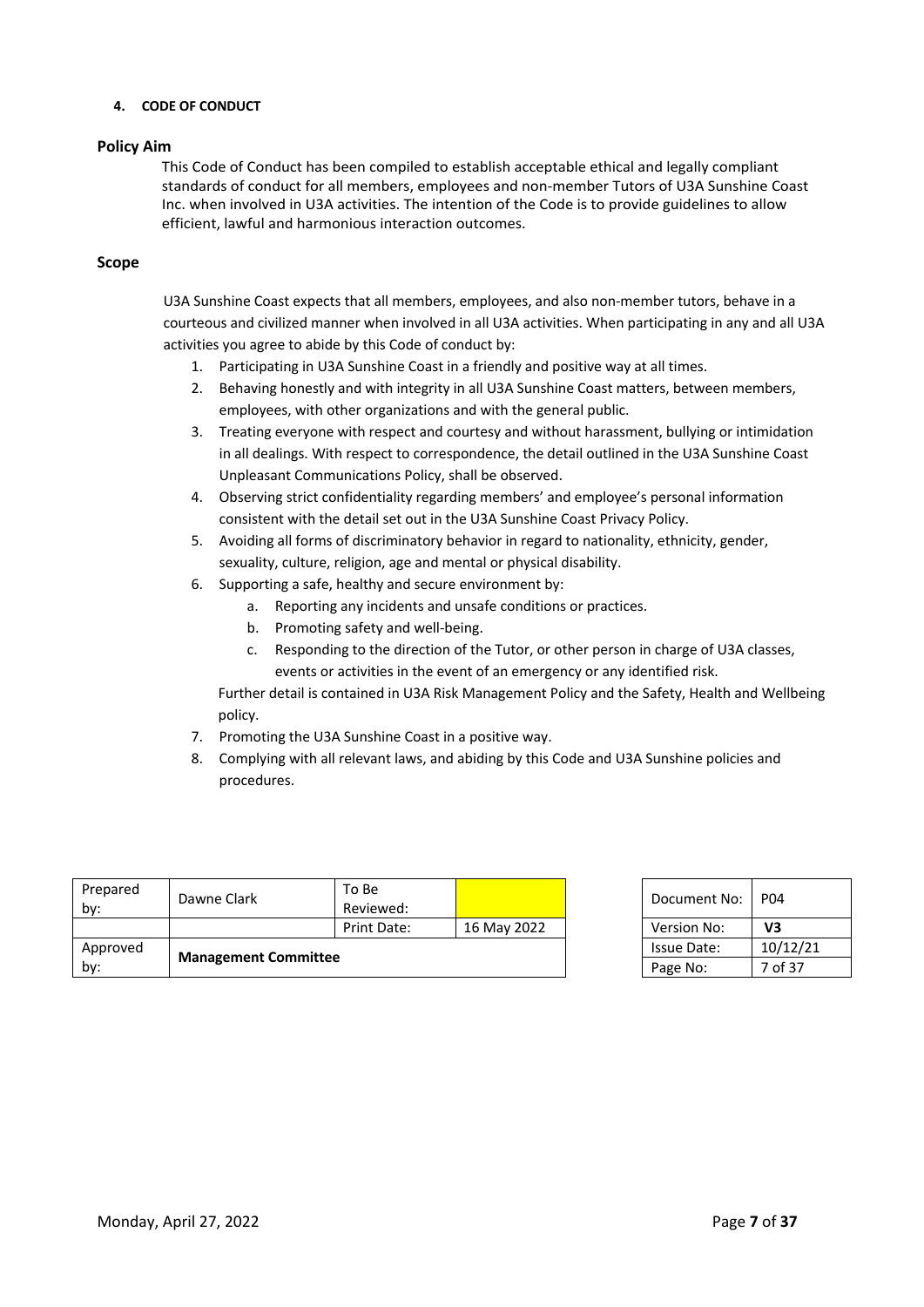#### 4. CODE OF CONDUCT

### Policy Aim

This Code of Conduct has been compiled to establish acceptable ethical and legally compliant standards of conduct for all members, employees and non-member Tutors of U3A Sunshine Coast Inc. when involved in U3A activities. The intention of the Code is to provide guidelines to allow efficient, lawful and harmonious interaction outcomes.

### Scope

U3A Sunshine Coast expects that all members, employees, and also non-member tutors, behave in a courteous and civilized manner when involved in all U3A activities. When participating in any and all U3A activities you agree to abide by this Code of conduct by:

1. Participating in U3A Sunshine Coast in a friendly and positive way at all times.
2. Behaving honestly and with integrity in all U3A Sunshine Coast matters, between members, employees, with other organizations and with the general public.
3. Treating everyone with respect and courtesy and without harassment, bullying or intimidation in all dealings. With respect to correspondence, the detail outlined in the U3A Sunshine Coast Unpleasant Communications Policy, shall be observed.
4. Observing strict confidentiality regarding members' and employee's personal information consistent with the detail set out in the U3A Sunshine Coast Privacy Policy.
5. Avoiding all forms of discriminatory behavior in regard to nationality, ethnicity, gender, sexuality, culture, religion, age and mental or physical disability.
6. Supporting a safe, healthy and secure environment by:
   a. Reporting any incidents and unsafe conditions or practices.
   b. Promoting safety and well-being.
   c. Responding to the direction of the Tutor, or other person in charge of U3A classes, events or activities in the event of an emergency or any identified risk.

   Further detail is contained in U3A Risk Management Policy and the Safety, Health and Wellbeing policy.
7. Promoting the U3A Sunshine Coast in a positive way.
8. Complying with all relevant laws, and abiding by this Code and U3A Sunshine policies and procedures.

| Prepared by: | Dawne Clark | To Be Reviewed: | |
|---|---|---|---|
| | | Print Date: | 16 May 2022 |
| Approved by: | **Management Committee** | | |

| Document No: | P04 |
|---|---|
| Version No: | **V3** |
| Issue Date: | 10/12/21 |
| Page No: | 7 of 37 |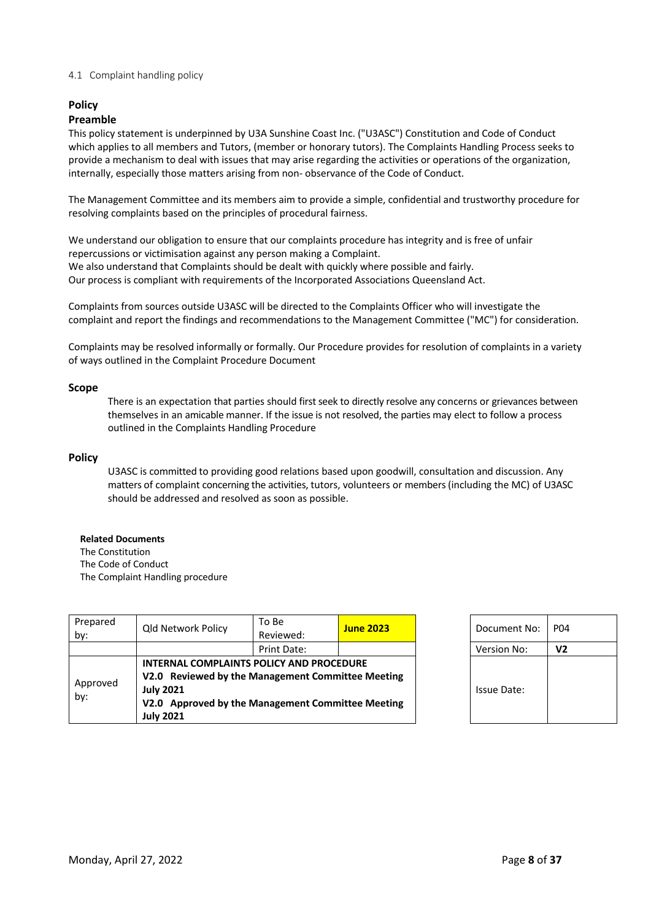## 4.1 Complaint handling policy

### Policy

### Preamble

This policy statement is underpinned by U3A Sunshine Coast Inc. ("U3ASC") Constitution and Code of Conduct which applies to all members and Tutors, (member or honorary tutors). The Complaints Handling Process seeks to provide a mechanism to deal with issues that may arise regarding the activities or operations of the organization, internally, especially those matters arising from non- observance of the Code of Conduct.

The Management Committee and its members aim to provide a simple, confidential and trustworthy procedure for resolving complaints based on the principles of procedural fairness.

We understand our obligation to ensure that our complaints procedure has integrity and is free of unfair repercussions or victimisation against any person making a Complaint.
We also understand that Complaints should be dealt with quickly where possible and fairly.
Our process is compliant with requirements of the Incorporated Associations Queensland Act.

Complaints from sources outside U3ASC will be directed to the Complaints Officer who will investigate the complaint and report the findings and recommendations to the Management Committee ("MC") for consideration.

Complaints may be resolved informally or formally. Our Procedure provides for resolution of complaints in a variety of ways outlined in the Complaint Procedure Document

### Scope

There is an expectation that parties should first seek to directly resolve any concerns or grievances between themselves in an amicable manner. If the issue is not resolved, the parties may elect to follow a process outlined in the Complaints Handling Procedure

### Policy

U3ASC is committed to providing good relations based upon goodwill, consultation and discussion. Any matters of complaint concerning the activities, tutors, volunteers or members (including the MC) of U3ASC should be addressed and resolved as soon as possible.

**Related Documents**
The Constitution
The Code of Conduct
The Complaint Handling procedure

| Prepared by: | Qld Network Policy | To Be Reviewed: | **June 2023** |
|---|---|---|---|
| | | Print Date: | |
| Approved by: | **INTERNAL COMPLAINTS POLICY AND PROCEDURE**<br>**V2.0 Reviewed by the Management Committee Meeting July 2021**<br>**V2.0 Approved by the Management Committee Meeting July 2021** | | |

| Document No: | P04 |
|---|---|
| Version No: | **V2** |
| Issue Date: | |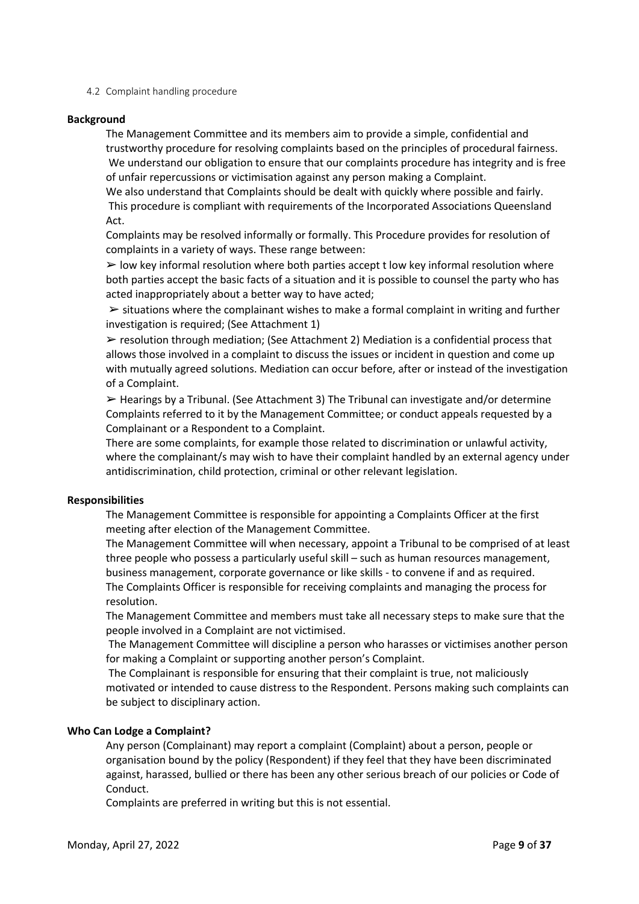4.2 Complaint handling procedure

**Background**

The Management Committee and its members aim to provide a simple, confidential and trustworthy procedure for resolving complaints based on the principles of procedural fairness. We understand our obligation to ensure that our complaints procedure has integrity and is free of unfair repercussions or victimisation against any person making a Complaint.

We also understand that Complaints should be dealt with quickly where possible and fairly. This procedure is compliant with requirements of the Incorporated Associations Queensland Act.

Complaints may be resolved informally or formally. This Procedure provides for resolution of complaints in a variety of ways. These range between:

➢ low key informal resolution where both parties accept t low key informal resolution where both parties accept the basic facts of a situation and it is possible to counsel the party who has acted inappropriately about a better way to have acted;

➢ situations where the complainant wishes to make a formal complaint in writing and further investigation is required; (See Attachment 1)

➢ resolution through mediation; (See Attachment 2) Mediation is a confidential process that allows those involved in a complaint to discuss the issues or incident in question and come up with mutually agreed solutions. Mediation can occur before, after or instead of the investigation of a Complaint.

➢ Hearings by a Tribunal. (See Attachment 3) The Tribunal can investigate and/or determine Complaints referred to it by the Management Committee; or conduct appeals requested by a Complainant or a Respondent to a Complaint.

There are some complaints, for example those related to discrimination or unlawful activity, where the complainant/s may wish to have their complaint handled by an external agency under antidiscrimination, child protection, criminal or other relevant legislation.

**Responsibilities**

The Management Committee is responsible for appointing a Complaints Officer at the first meeting after election of the Management Committee.

The Management Committee will when necessary, appoint a Tribunal to be comprised of at least three people who possess a particularly useful skill – such as human resources management, business management, corporate governance or like skills - to convene if and as required.

The Complaints Officer is responsible for receiving complaints and managing the process for resolution.

The Management Committee and members must take all necessary steps to make sure that the people involved in a Complaint are not victimised.

The Management Committee will discipline a person who harasses or victimises another person for making a Complaint or supporting another person's Complaint.

The Complainant is responsible for ensuring that their complaint is true, not maliciously motivated or intended to cause distress to the Respondent. Persons making such complaints can be subject to disciplinary action.

**Who Can Lodge a Complaint?**

Any person (Complainant) may report a complaint (Complaint) about a person, people or organisation bound by the policy (Respondent) if they feel that they have been discriminated against, harassed, bullied or there has been any other serious breach of our policies or Code of Conduct.

Complaints are preferred in writing but this is not essential.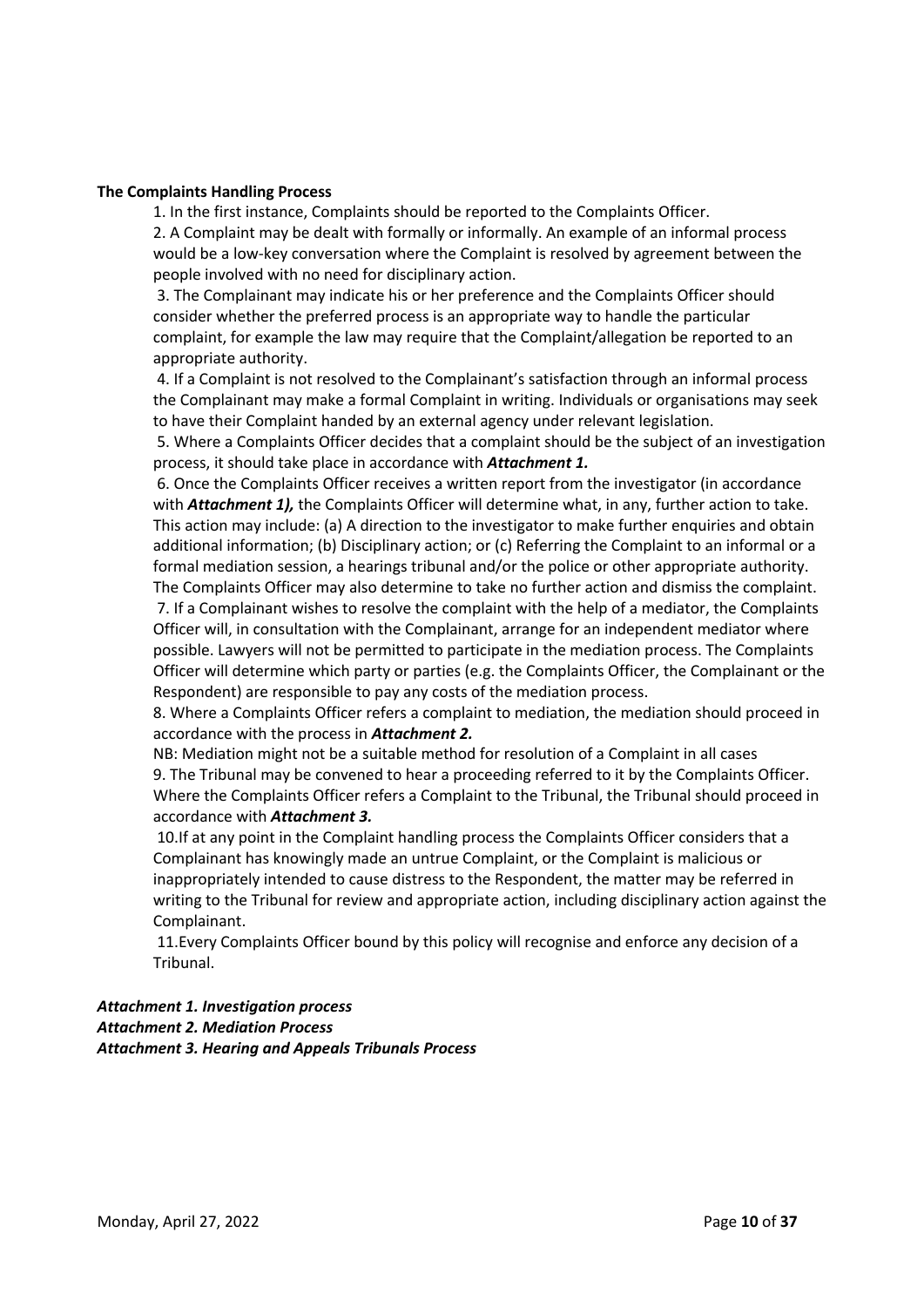**The Complaints Handling Process**

1. In the first instance, Complaints should be reported to the Complaints Officer.
2. A Complaint may be dealt with formally or informally. An example of an informal process would be a low-key conversation where the Complaint is resolved by agreement between the people involved with no need for disciplinary action.
3. The Complainant may indicate his or her preference and the Complaints Officer should consider whether the preferred process is an appropriate way to handle the particular complaint, for example the law may require that the Complaint/allegation be reported to an appropriate authority.
4. If a Complaint is not resolved to the Complainant's satisfaction through an informal process the Complainant may make a formal Complaint in writing. Individuals or organisations may seek to have their Complaint handed by an external agency under relevant legislation.
5. Where a Complaints Officer decides that a complaint should be the subject of an investigation process, it should take place in accordance with ***Attachment 1.***
6. Once the Complaints Officer receives a written report from the investigator (in accordance with ***Attachment 1),*** the Complaints Officer will determine what, in any, further action to take. This action may include: (a) A direction to the investigator to make further enquiries and obtain additional information; (b) Disciplinary action; or (c) Referring the Complaint to an informal or a formal mediation session, a hearings tribunal and/or the police or other appropriate authority. The Complaints Officer may also determine to take no further action and dismiss the complaint.
7. If a Complainant wishes to resolve the complaint with the help of a mediator, the Complaints Officer will, in consultation with the Complainant, arrange for an independent mediator where possible. Lawyers will not be permitted to participate in the mediation process. The Complaints Officer will determine which party or parties (e.g. the Complaints Officer, the Complainant or the Respondent) are responsible to pay any costs of the mediation process.
8. Where a Complaints Officer refers a complaint to mediation, the mediation should proceed in accordance with the process in ***Attachment 2.***

NB: Mediation might not be a suitable method for resolution of a Complaint in all cases

9. The Tribunal may be convened to hear a proceeding referred to it by the Complaints Officer. Where the Complaints Officer refers a Complaint to the Tribunal, the Tribunal should proceed in accordance with ***Attachment 3.***
10. If at any point in the Complaint handling process the Complaints Officer considers that a Complainant has knowingly made an untrue Complaint, or the Complaint is malicious or inappropriately intended to cause distress to the Respondent, the matter may be referred in writing to the Tribunal for review and appropriate action, including disciplinary action against the Complainant.
11. Every Complaints Officer bound by this policy will recognise and enforce any decision of a Tribunal.

***Attachment 1. Investigation process***
***Attachment 2. Mediation Process***
***Attachment 3. Hearing and Appeals Tribunals Process***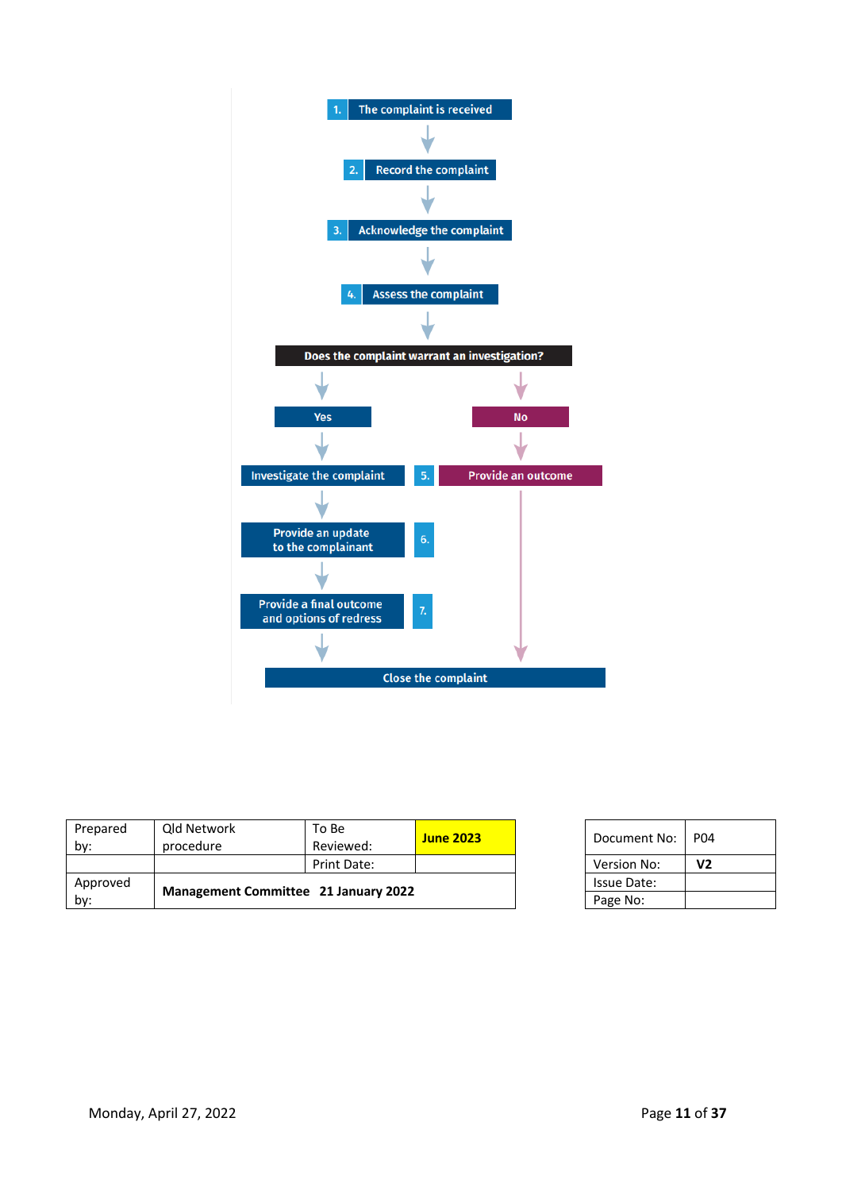1. The complaint is received
2. Record the complaint
3. Acknowledge the complaint
4. Assess the complaint

**Does the complaint warrant an investigation?**

- **Yes**
  - Investigate the complaint
  - 6. Provide an update to the complainant
  - 7. Provide a final outcome and options of redress
  - Close the complaint
- **No**
  - 5. Provide an outcome
  - Close the complaint

| Prepared by: | Qld Network procedure | To Be Reviewed: | **June 2023** |
|---|---|---|---|
| | | Print Date: | |
| Approved by: | **Management Committee 21 January 2022** | | |

| Document No: | P04 |
|---|---|
| Version No: | **V2** |
| Issue Date: | |
| Page No: | |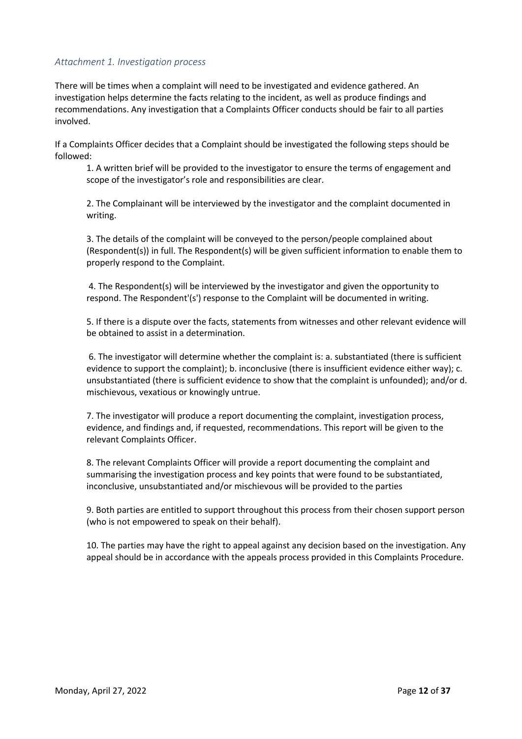### *Attachment 1. Investigation process*

There will be times when a complaint will need to be investigated and evidence gathered. An investigation helps determine the facts relating to the incident, as well as produce findings and recommendations. Any investigation that a Complaints Officer conducts should be fair to all parties involved.

If a Complaints Officer decides that a Complaint should be investigated the following steps should be followed:

1. A written brief will be provided to the investigator to ensure the terms of engagement and scope of the investigator's role and responsibilities are clear.

2. The Complainant will be interviewed by the investigator and the complaint documented in writing.

3. The details of the complaint will be conveyed to the person/people complained about (Respondent(s)) in full. The Respondent(s) will be given sufficient information to enable them to properly respond to the Complaint.

4. The Respondent(s) will be interviewed by the investigator and given the opportunity to respond. The Respondent'(s') response to the Complaint will be documented in writing.

5. If there is a dispute over the facts, statements from witnesses and other relevant evidence will be obtained to assist in a determination.

6. The investigator will determine whether the complaint is: a. substantiated (there is sufficient evidence to support the complaint); b. inconclusive (there is insufficient evidence either way); c. unsubstantiated (there is sufficient evidence to show that the complaint is unfounded); and/or d. mischievous, vexatious or knowingly untrue.

7. The investigator will produce a report documenting the complaint, investigation process, evidence, and findings and, if requested, recommendations. This report will be given to the relevant Complaints Officer.

8. The relevant Complaints Officer will provide a report documenting the complaint and summarising the investigation process and key points that were found to be substantiated, inconclusive, unsubstantiated and/or mischievous will be provided to the parties

9. Both parties are entitled to support throughout this process from their chosen support person (who is not empowered to speak on their behalf).

10. The parties may have the right to appeal against any decision based on the investigation. Any appeal should be in accordance with the appeals process provided in this Complaints Procedure.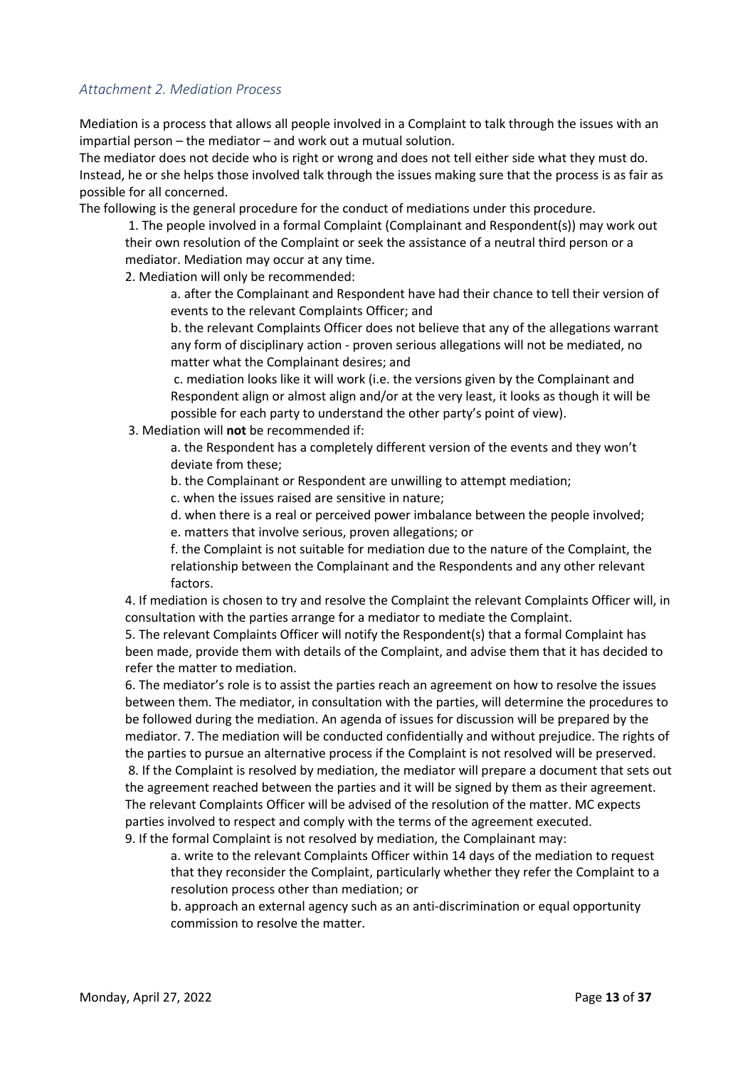## *Attachment 2. Mediation Process*

Mediation is a process that allows all people involved in a Complaint to talk through the issues with an impartial person – the mediator – and work out a mutual solution.

The mediator does not decide who is right or wrong and does not tell either side what they must do. Instead, he or she helps those involved talk through the issues making sure that the process is as fair as possible for all concerned.

The following is the general procedure for the conduct of mediations under this procedure.

1. The people involved in a formal Complaint (Complainant and Respondent(s)) may work out their own resolution of the Complaint or seek the assistance of a neutral third person or a mediator. Mediation may occur at any time.
2. Mediation will only be recommended:
   a. after the Complainant and Respondent have had their chance to tell their version of events to the relevant Complaints Officer; and
   b. the relevant Complaints Officer does not believe that any of the allegations warrant any form of disciplinary action - proven serious allegations will not be mediated, no matter what the Complainant desires; and
   c. mediation looks like it will work (i.e. the versions given by the Complainant and Respondent align or almost align and/or at the very least, it looks as though it will be possible for each party to understand the other party's point of view).
3. Mediation will **not** be recommended if:
   a. the Respondent has a completely different version of the events and they won't deviate from these;
   b. the Complainant or Respondent are unwilling to attempt mediation;
   c. when the issues raised are sensitive in nature;
   d. when there is a real or perceived power imbalance between the people involved;
   e. matters that involve serious, proven allegations; or
   f. the Complaint is not suitable for mediation due to the nature of the Complaint, the relationship between the Complainant and the Respondents and any other relevant factors.
4. If mediation is chosen to try and resolve the Complaint the relevant Complaints Officer will, in consultation with the parties arrange for a mediator to mediate the Complaint.
5. The relevant Complaints Officer will notify the Respondent(s) that a formal Complaint has been made, provide them with details of the Complaint, and advise them that it has decided to refer the matter to mediation.
6. The mediator's role is to assist the parties reach an agreement on how to resolve the issues between them. The mediator, in consultation with the parties, will determine the procedures to be followed during the mediation. An agenda of issues for discussion will be prepared by the mediator.
7. The mediation will be conducted confidentially and without prejudice. The rights of the parties to pursue an alternative process if the Complaint is not resolved will be preserved.
8. If the Complaint is resolved by mediation, the mediator will prepare a document that sets out the agreement reached between the parties and it will be signed by them as their agreement. The relevant Complaints Officer will be advised of the resolution of the matter. MC expects parties involved to respect and comply with the terms of the agreement executed.
9. If the formal Complaint is not resolved by mediation, the Complainant may:
   a. write to the relevant Complaints Officer within 14 days of the mediation to request that they reconsider the Complaint, particularly whether they refer the Complaint to a resolution process other than mediation; or
   b. approach an external agency such as an anti-discrimination or equal opportunity commission to resolve the matter.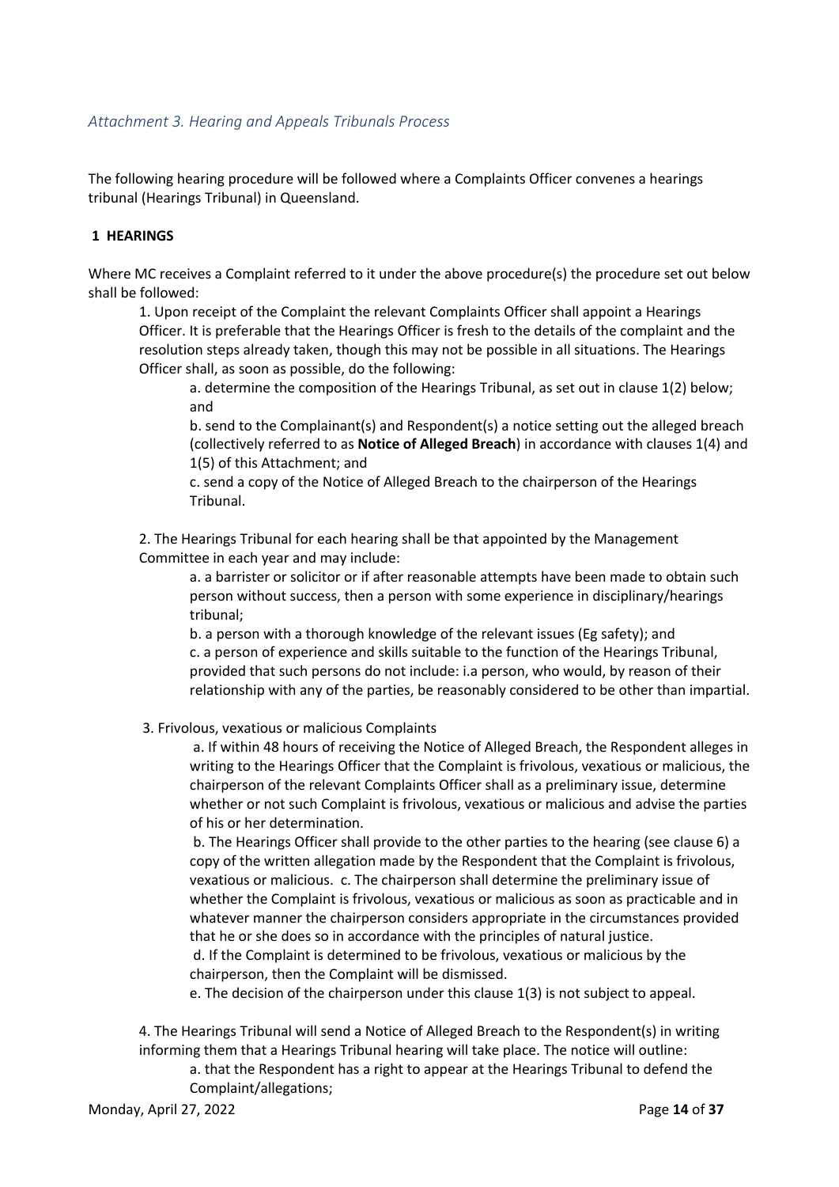## *Attachment 3. Hearing and Appeals Tribunals Process*

The following hearing procedure will be followed where a Complaints Officer convenes a hearings tribunal (Hearings Tribunal) in Queensland.

### 1 HEARINGS

Where MC receives a Complaint referred to it under the above procedure(s) the procedure set out below shall be followed:

1. Upon receipt of the Complaint the relevant Complaints Officer shall appoint a Hearings Officer. It is preferable that the Hearings Officer is fresh to the details of the complaint and the resolution steps already taken, though this may not be possible in all situations. The Hearings Officer shall, as soon as possible, do the following:

   a. determine the composition of the Hearings Tribunal, as set out in clause 1(2) below; and

   b. send to the Complainant(s) and Respondent(s) a notice setting out the alleged breach (collectively referred to as **Notice of Alleged Breach**) in accordance with clauses 1(4) and 1(5) of this Attachment; and

   c. send a copy of the Notice of Alleged Breach to the chairperson of the Hearings Tribunal.

2. The Hearings Tribunal for each hearing shall be that appointed by the Management Committee in each year and may include:

   a. a barrister or solicitor or if after reasonable attempts have been made to obtain such person without success, then a person with some experience in disciplinary/hearings tribunal;

   b. a person with a thorough knowledge of the relevant issues (Eg safety); and

   c. a person of experience and skills suitable to the function of the Hearings Tribunal, provided that such persons do not include: i.a person, who would, by reason of their relationship with any of the parties, be reasonably considered to be other than impartial.

3. Frivolous, vexatious or malicious Complaints

   a. If within 48 hours of receiving the Notice of Alleged Breach, the Respondent alleges in writing to the Hearings Officer that the Complaint is frivolous, vexatious or malicious, the chairperson of the relevant Complaints Officer shall as a preliminary issue, determine whether or not such Complaint is frivolous, vexatious or malicious and advise the parties of his or her determination.

   b. The Hearings Officer shall provide to the other parties to the hearing (see clause 6) a copy of the written allegation made by the Respondent that the Complaint is frivolous, vexatious or malicious. c. The chairperson shall determine the preliminary issue of whether the Complaint is frivolous, vexatious or malicious as soon as practicable and in whatever manner the chairperson considers appropriate in the circumstances provided that he or she does so in accordance with the principles of natural justice.

   d. If the Complaint is determined to be frivolous, vexatious or malicious by the chairperson, then the Complaint will be dismissed.

   e. The decision of the chairperson under this clause 1(3) is not subject to appeal.

4. The Hearings Tribunal will send a Notice of Alleged Breach to the Respondent(s) in writing informing them that a Hearings Tribunal hearing will take place. The notice will outline:

   a. that the Respondent has a right to appear at the Hearings Tribunal to defend the Complaint/allegations;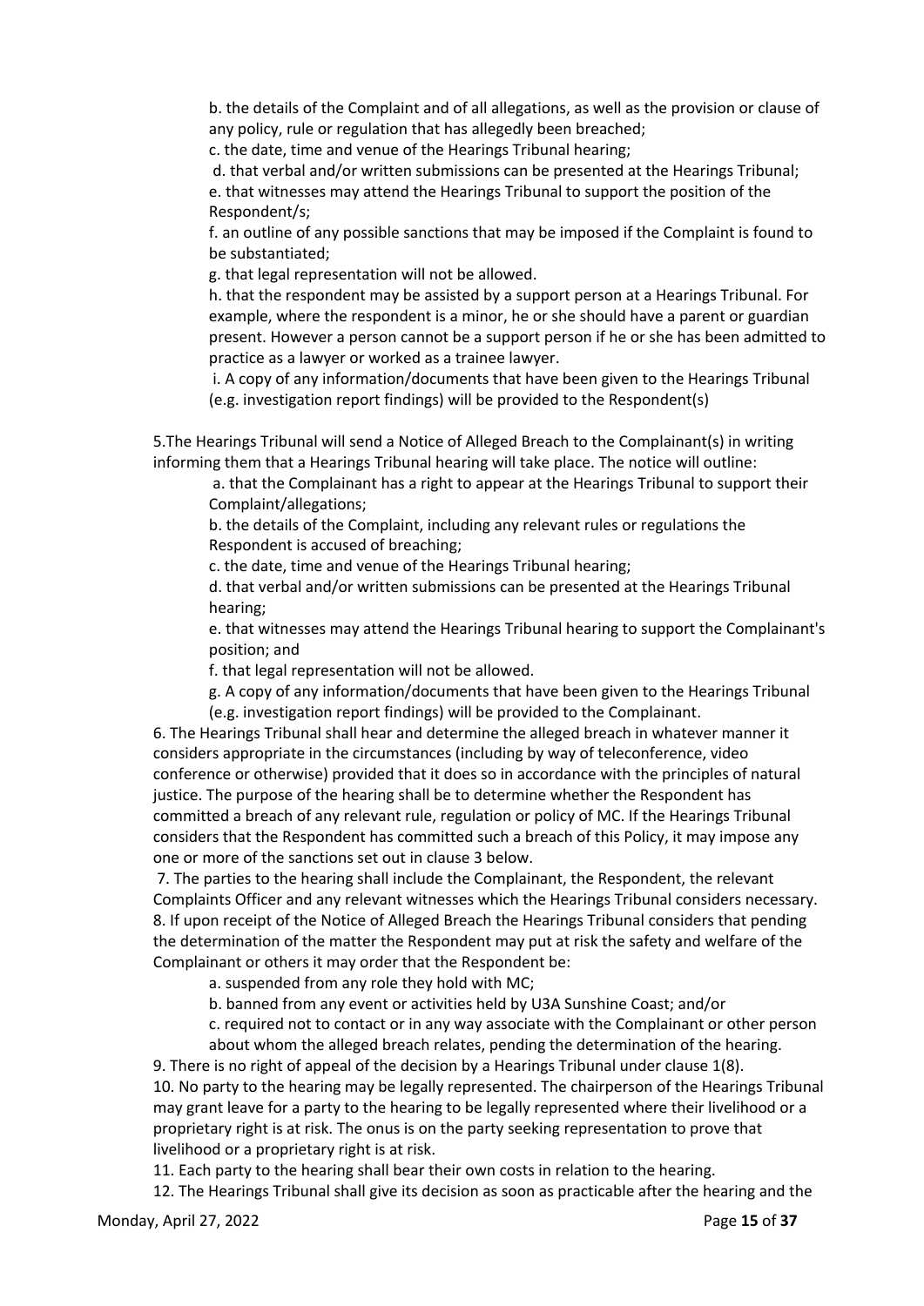b. the details of the Complaint and of all allegations, as well as the provision or clause of any policy, rule or regulation that has allegedly been breached;

c. the date, time and venue of the Hearings Tribunal hearing;

d. that verbal and/or written submissions can be presented at the Hearings Tribunal;

e. that witnesses may attend the Hearings Tribunal to support the position of the Respondent/s;

f. an outline of any possible sanctions that may be imposed if the Complaint is found to be substantiated;

g. that legal representation will not be allowed.

h. that the respondent may be assisted by a support person at a Hearings Tribunal. For example, where the respondent is a minor, he or she should have a parent or guardian present. However a person cannot be a support person if he or she has been admitted to practice as a lawyer or worked as a trainee lawyer.

i. A copy of any information/documents that have been given to the Hearings Tribunal (e.g. investigation report findings) will be provided to the Respondent(s)

5.The Hearings Tribunal will send a Notice of Alleged Breach to the Complainant(s) in writing informing them that a Hearings Tribunal hearing will take place. The notice will outline:

a. that the Complainant has a right to appear at the Hearings Tribunal to support their Complaint/allegations;

b. the details of the Complaint, including any relevant rules or regulations the Respondent is accused of breaching;

c. the date, time and venue of the Hearings Tribunal hearing;

d. that verbal and/or written submissions can be presented at the Hearings Tribunal hearing;

e. that witnesses may attend the Hearings Tribunal hearing to support the Complainant's position; and

f. that legal representation will not be allowed.

g. A copy of any information/documents that have been given to the Hearings Tribunal (e.g. investigation report findings) will be provided to the Complainant.

6. The Hearings Tribunal shall hear and determine the alleged breach in whatever manner it considers appropriate in the circumstances (including by way of teleconference, video conference or otherwise) provided that it does so in accordance with the principles of natural justice. The purpose of the hearing shall be to determine whether the Respondent has committed a breach of any relevant rule, regulation or policy of MC. If the Hearings Tribunal considers that the Respondent has committed such a breach of this Policy, it may impose any one or more of the sanctions set out in clause 3 below.

7. The parties to the hearing shall include the Complainant, the Respondent, the relevant Complaints Officer and any relevant witnesses which the Hearings Tribunal considers necessary.

8. If upon receipt of the Notice of Alleged Breach the Hearings Tribunal considers that pending the determination of the matter the Respondent may put at risk the safety and welfare of the Complainant or others it may order that the Respondent be:

a. suspended from any role they hold with MC;

b. banned from any event or activities held by U3A Sunshine Coast; and/or

c. required not to contact or in any way associate with the Complainant or other person about whom the alleged breach relates, pending the determination of the hearing.

9. There is no right of appeal of the decision by a Hearings Tribunal under clause 1(8).

10. No party to the hearing may be legally represented. The chairperson of the Hearings Tribunal may grant leave for a party to the hearing to be legally represented where their livelihood or a proprietary right is at risk. The onus is on the party seeking representation to prove that livelihood or a proprietary right is at risk.

11. Each party to the hearing shall bear their own costs in relation to the hearing.

12. The Hearings Tribunal shall give its decision as soon as practicable after the hearing and the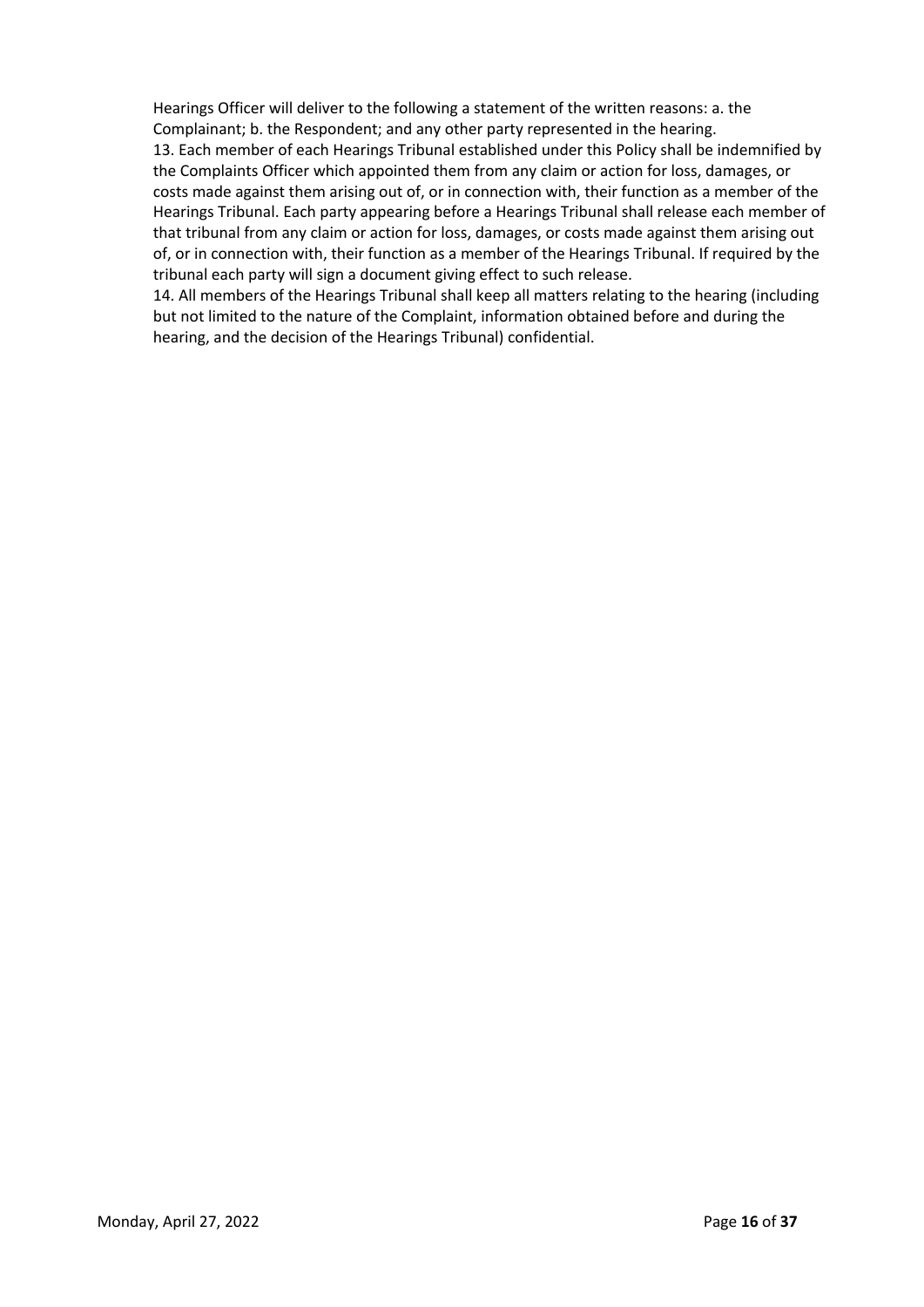Hearings Officer will deliver to the following a statement of the written reasons: a. the Complainant; b. the Respondent; and any other party represented in the hearing.

13. Each member of each Hearings Tribunal established under this Policy shall be indemnified by the Complaints Officer which appointed them from any claim or action for loss, damages, or costs made against them arising out of, or in connection with, their function as a member of the Hearings Tribunal. Each party appearing before a Hearings Tribunal shall release each member of that tribunal from any claim or action for loss, damages, or costs made against them arising out of, or in connection with, their function as a member of the Hearings Tribunal. If required by the tribunal each party will sign a document giving effect to such release.

14. All members of the Hearings Tribunal shall keep all matters relating to the hearing (including but not limited to the nature of the Complaint, information obtained before and during the hearing, and the decision of the Hearings Tribunal) confidential.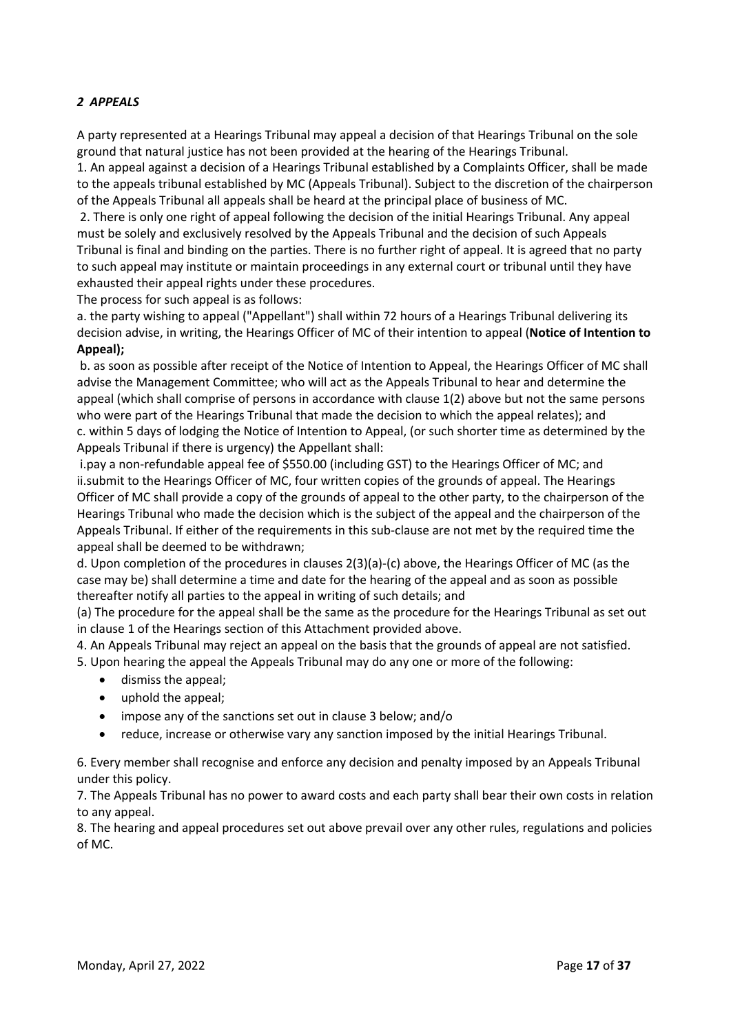## *2 APPEALS*

A party represented at a Hearings Tribunal may appeal a decision of that Hearings Tribunal on the sole ground that natural justice has not been provided at the hearing of the Hearings Tribunal.

1. An appeal against a decision of a Hearings Tribunal established by a Complaints Officer, shall be made to the appeals tribunal established by MC (Appeals Tribunal). Subject to the discretion of the chairperson of the Appeals Tribunal all appeals shall be heard at the principal place of business of MC.

2. There is only one right of appeal following the decision of the initial Hearings Tribunal. Any appeal must be solely and exclusively resolved by the Appeals Tribunal and the decision of such Appeals Tribunal is final and binding on the parties. There is no further right of appeal. It is agreed that no party to such appeal may institute or maintain proceedings in any external court or tribunal until they have exhausted their appeal rights under these procedures.

The process for such appeal is as follows:

a. the party wishing to appeal ("Appellant") shall within 72 hours of a Hearings Tribunal delivering its decision advise, in writing, the Hearings Officer of MC of their intention to appeal (**Notice of Intention to Appeal);**

b. as soon as possible after receipt of the Notice of Intention to Appeal, the Hearings Officer of MC shall advise the Management Committee; who will act as the Appeals Tribunal to hear and determine the appeal (which shall comprise of persons in accordance with clause 1(2) above but not the same persons who were part of the Hearings Tribunal that made the decision to which the appeal relates); and

c. within 5 days of lodging the Notice of Intention to Appeal, (or such shorter time as determined by the Appeals Tribunal if there is urgency) the Appellant shall:

i. pay a non-refundable appeal fee of $550.00 (including GST) to the Hearings Officer of MC; and

ii. submit to the Hearings Officer of MC, four written copies of the grounds of appeal. The Hearings Officer of MC shall provide a copy of the grounds of appeal to the other party, to the chairperson of the Hearings Tribunal who made the decision which is the subject of the appeal and the chairperson of the Appeals Tribunal. If either of the requirements in this sub-clause are not met by the required time the appeal shall be deemed to be withdrawn;

d. Upon completion of the procedures in clauses 2(3)(a)-(c) above, the Hearings Officer of MC (as the case may be) shall determine a time and date for the hearing of the appeal and as soon as possible thereafter notify all parties to the appeal in writing of such details; and

(a) The procedure for the appeal shall be the same as the procedure for the Hearings Tribunal as set out in clause 1 of the Hearings section of this Attachment provided above.

4. An Appeals Tribunal may reject an appeal on the basis that the grounds of appeal are not satisfied.

5. Upon hearing the appeal the Appeals Tribunal may do any one or more of the following:

- dismiss the appeal;
- uphold the appeal;
- impose any of the sanctions set out in clause 3 below; and/o
- reduce, increase or otherwise vary any sanction imposed by the initial Hearings Tribunal.

6. Every member shall recognise and enforce any decision and penalty imposed by an Appeals Tribunal under this policy.

7. The Appeals Tribunal has no power to award costs and each party shall bear their own costs in relation to any appeal.

8. The hearing and appeal procedures set out above prevail over any other rules, regulations and policies of MC.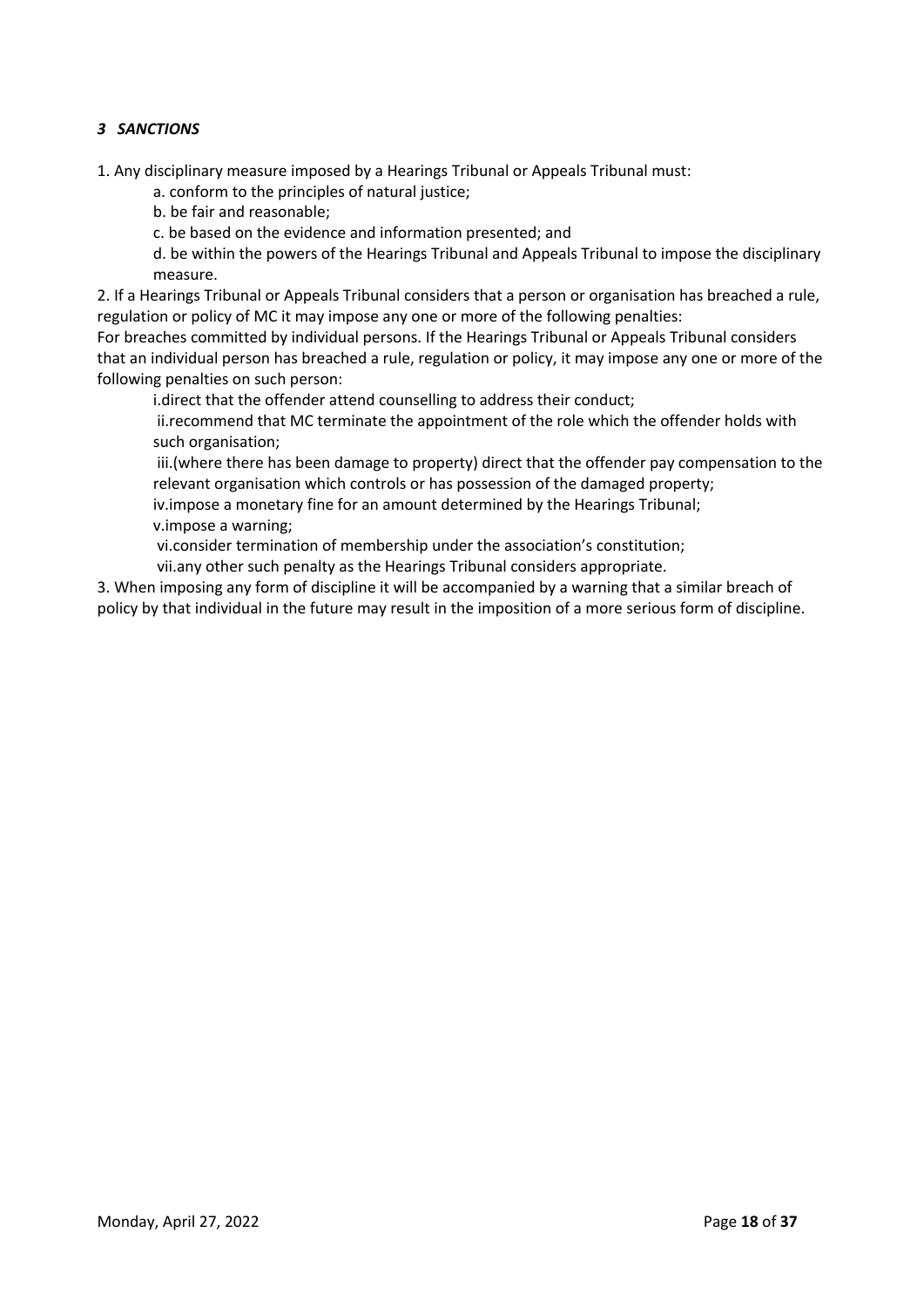### *3 SANCTIONS*

1. Any disciplinary measure imposed by a Hearings Tribunal or Appeals Tribunal must:

   a. conform to the principles of natural justice;

   b. be fair and reasonable;

   c. be based on the evidence and information presented; and

   d. be within the powers of the Hearings Tribunal and Appeals Tribunal to impose the disciplinary measure.

2. If a Hearings Tribunal or Appeals Tribunal considers that a person or organisation has breached a rule, regulation or policy of MC it may impose any one or more of the following penalties:

For breaches committed by individual persons. If the Hearings Tribunal or Appeals Tribunal considers that an individual person has breached a rule, regulation or policy, it may impose any one or more of the following penalties on such person:

   i. direct that the offender attend counselling to address their conduct;

   ii. recommend that MC terminate the appointment of the role which the offender holds with such organisation;

   iii. (where there has been damage to property) direct that the offender pay compensation to the relevant organisation which controls or has possession of the damaged property;

   iv. impose a monetary fine for an amount determined by the Hearings Tribunal;

   v. impose a warning;

   vi. consider termination of membership under the association's constitution;

   vii. any other such penalty as the Hearings Tribunal considers appropriate.

3. When imposing any form of discipline it will be accompanied by a warning that a similar breach of policy by that individual in the future may result in the imposition of a more serious form of discipline.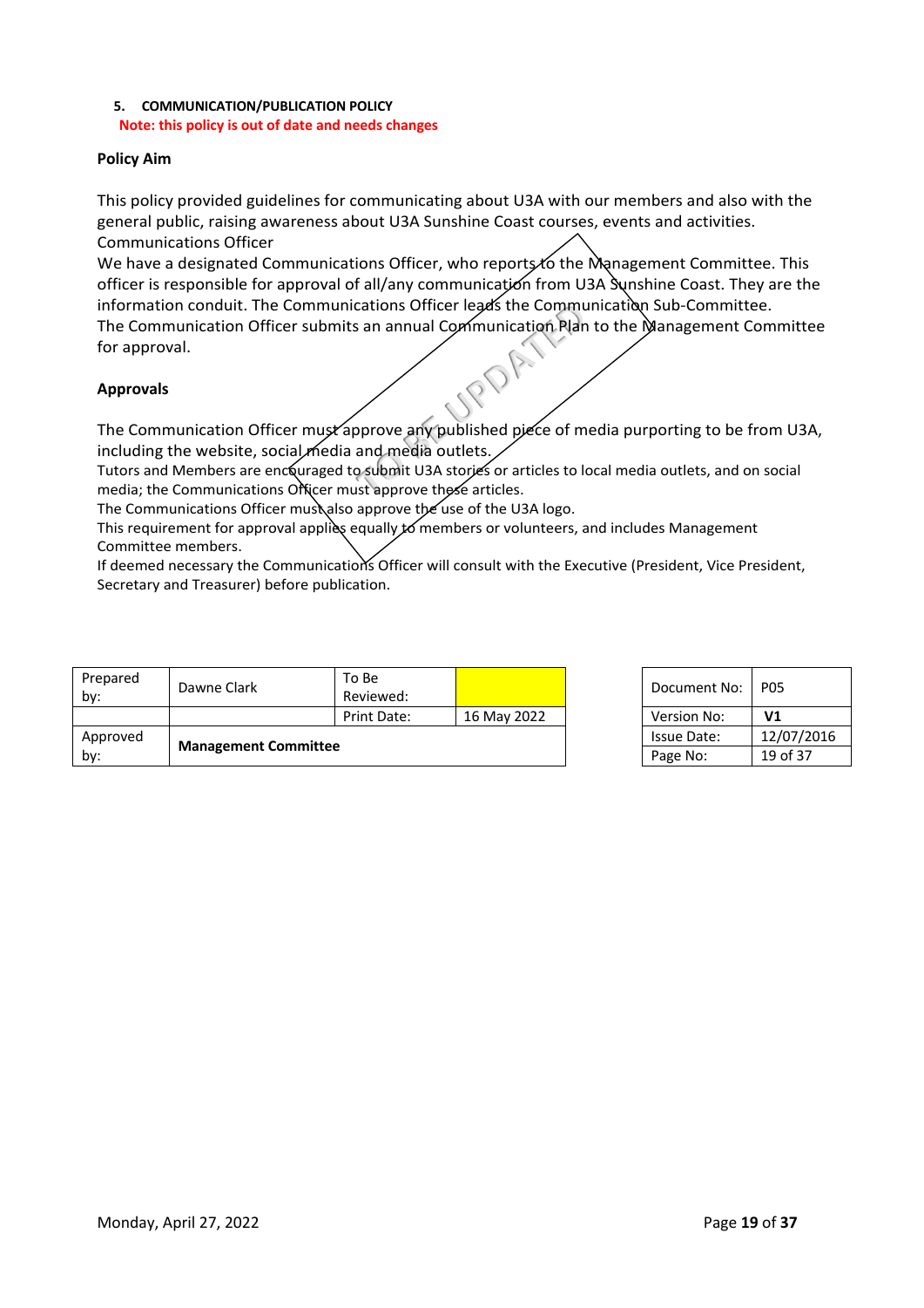## 5. COMMUNICATION/PUBLICATION POLICY

**Note: this policy is out of date and needs changes**

### Policy Aim

This policy provided guidelines for communicating about U3A with our members and also with the general public, raising awareness about U3A Sunshine Coast courses, events and activities.

Communications Officer

We have a designated Communications Officer, who reports to the Management Committee. This officer is responsible for approval of all/any communication from U3A Sunshine Coast. They are the information conduit. The Communications Officer leads the Communication Sub-Committee.

The Communication Officer submits an annual Communication Plan to the Management Committee for approval.

TO BE UPDATED

### Approvals

The Communication Officer must approve any published piece of media purporting to be from U3A, including the website, social media and media outlets.

Tutors and Members are encouraged to submit U3A stories or articles to local media outlets, and on social media; the Communications Officer must approve these articles.

The Communications Officer must also approve the use of the U3A logo.

This requirement for approval applies equally to members or volunteers, and includes Management Committee members.

If deemed necessary the Communications Officer will consult with the Executive (President, Vice President, Secretary and Treasurer) before publication.

| Prepared by: | Dawne Clark | To Be Reviewed: | |
|---|---|---|---|
| | | Print Date: | 16 May 2022 |
| Approved by: | **Management Committee** | | |

| Document No: | P05 |
|---|---|
| Version No: | **V1** |
| Issue Date: | 12/07/2016 |
| Page No: | 19 of 37 |

Monday, April 27, 2022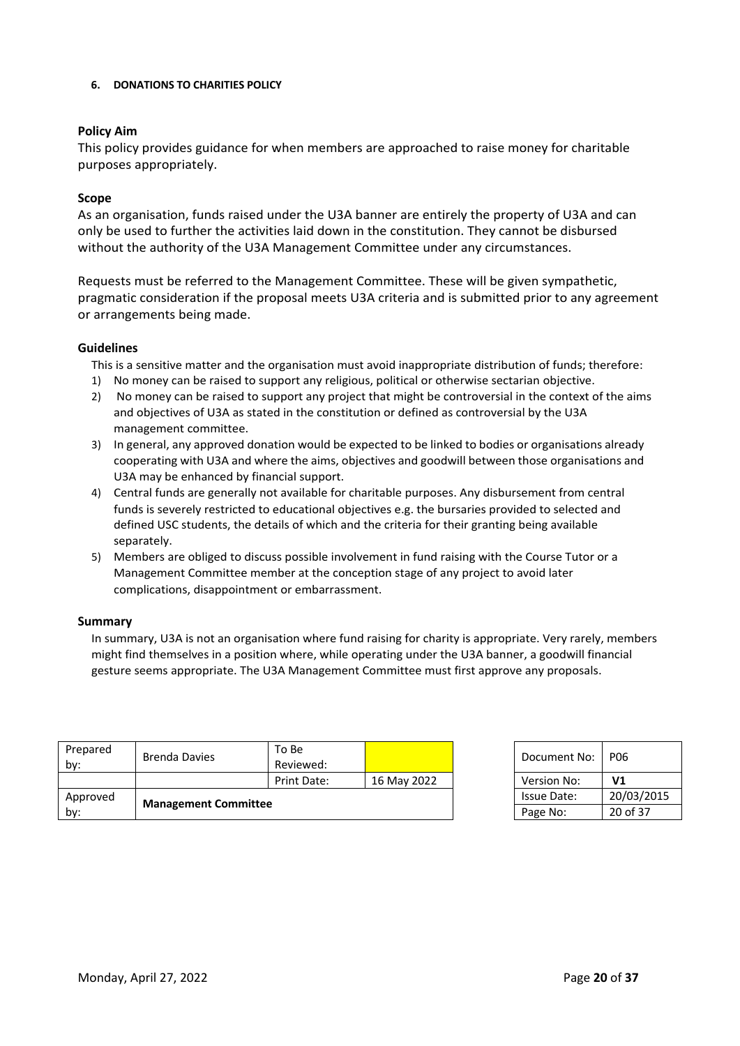#### 6. DONATIONS TO CHARITIES POLICY

**Policy Aim**

This policy provides guidance for when members are approached to raise money for charitable purposes appropriately.

**Scope**

As an organisation, funds raised under the U3A banner are entirely the property of U3A and can only be used to further the activities laid down in the constitution. They cannot be disbursed without the authority of the U3A Management Committee under any circumstances.

Requests must be referred to the Management Committee. These will be given sympathetic, pragmatic consideration if the proposal meets U3A criteria and is submitted prior to any agreement or arrangements being made.

**Guidelines**

This is a sensitive matter and the organisation must avoid inappropriate distribution of funds; therefore:

1) No money can be raised to support any religious, political or otherwise sectarian objective.
2) No money can be raised to support any project that might be controversial in the context of the aims and objectives of U3A as stated in the constitution or defined as controversial by the U3A management committee.
3) In general, any approved donation would be expected to be linked to bodies or organisations already cooperating with U3A and where the aims, objectives and goodwill between those organisations and U3A may be enhanced by financial support.
4) Central funds are generally not available for charitable purposes. Any disbursement from central funds is severely restricted to educational objectives e.g. the bursaries provided to selected and defined USC students, the details of which and the criteria for their granting being available separately.
5) Members are obliged to discuss possible involvement in fund raising with the Course Tutor or a Management Committee member at the conception stage of any project to avoid later complications, disappointment or embarrassment.

**Summary**

In summary, U3A is not an organisation where fund raising for charity is appropriate. Very rarely, members might find themselves in a position where, while operating under the U3A banner, a goodwill financial gesture seems appropriate. The U3A Management Committee must first approve any proposals.

| Prepared by: | Brenda Davies | To Be Reviewed: | |
|---|---|---|---|
| | | Print Date: | 16 May 2022 |
| Approved by: | **Management Committee** | | |

| Document No: | P06 |
|---|---|
| Version No: | **V1** |
| Issue Date: | 20/03/2015 |
| Page No: | 20 of 37 |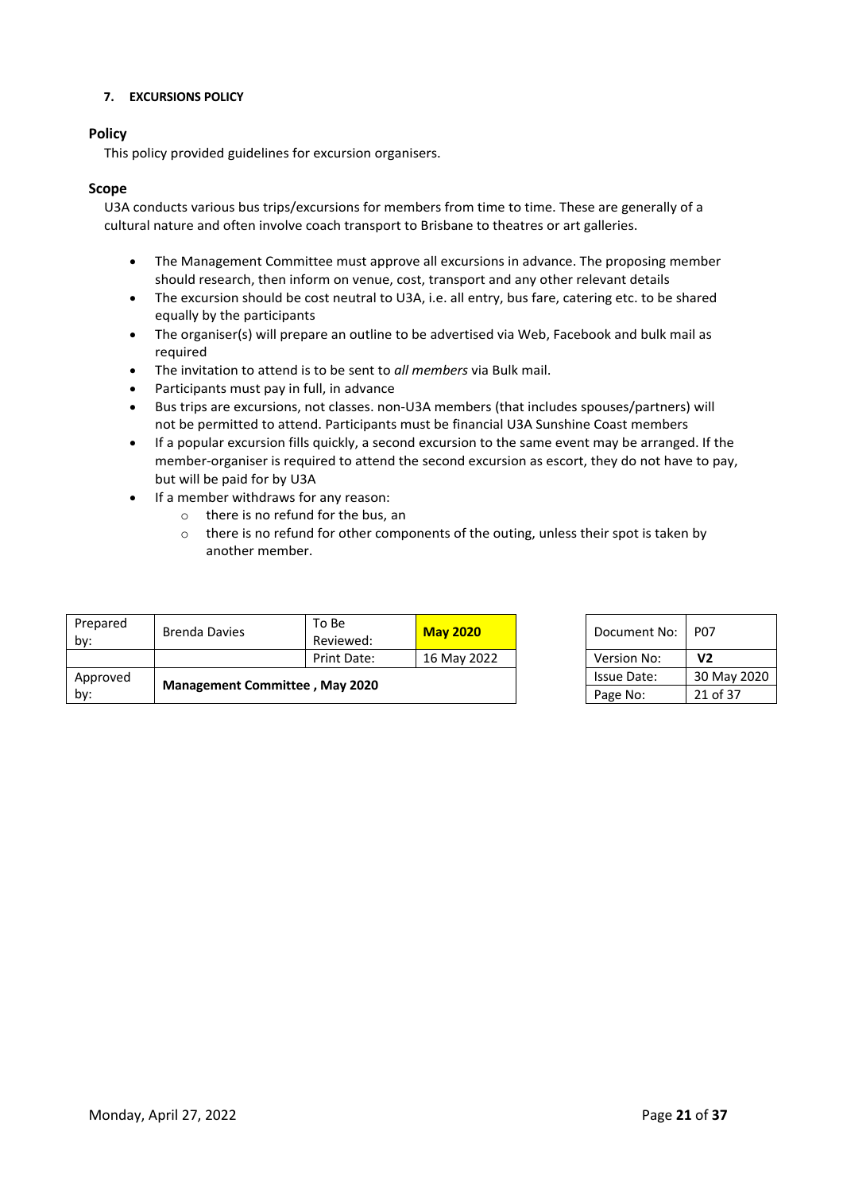**7. EXCURSIONS POLICY**

## Policy

This policy provided guidelines for excursion organisers.

## Scope

U3A conducts various bus trips/excursions for members from time to time. These are generally of a cultural nature and often involve coach transport to Brisbane to theatres or art galleries.

- The Management Committee must approve all excursions in advance. The proposing member should research, then inform on venue, cost, transport and any other relevant details
- The excursion should be cost neutral to U3A, i.e. all entry, bus fare, catering etc. to be shared equally by the participants
- The organiser(s) will prepare an outline to be advertised via Web, Facebook and bulk mail as required
- The invitation to attend is to be sent to *all members* via Bulk mail.
- Participants must pay in full, in advance
- Bus trips are excursions, not classes. non-U3A members (that includes spouses/partners) will not be permitted to attend. Participants must be financial U3A Sunshine Coast members
- If a popular excursion fills quickly, a second excursion to the same event may be arranged. If the member-organiser is required to attend the second excursion as escort, they do not have to pay, but will be paid for by U3A
- If a member withdraws for any reason:
  - there is no refund for the bus, an
  - there is no refund for other components of the outing, unless their spot is taken by another member.

| Prepared by: | Brenda Davies | To Be Reviewed: | **May 2020** |
|---|---|---|---|
| | | Print Date: | 16 May 2022 |
| Approved by: | **Management Committee , May 2020** | | |

| Document No: | P07 |
|---|---|
| Version No: | **V2** |
| Issue Date: | 30 May 2020 |
| Page No: | 21 of 37 |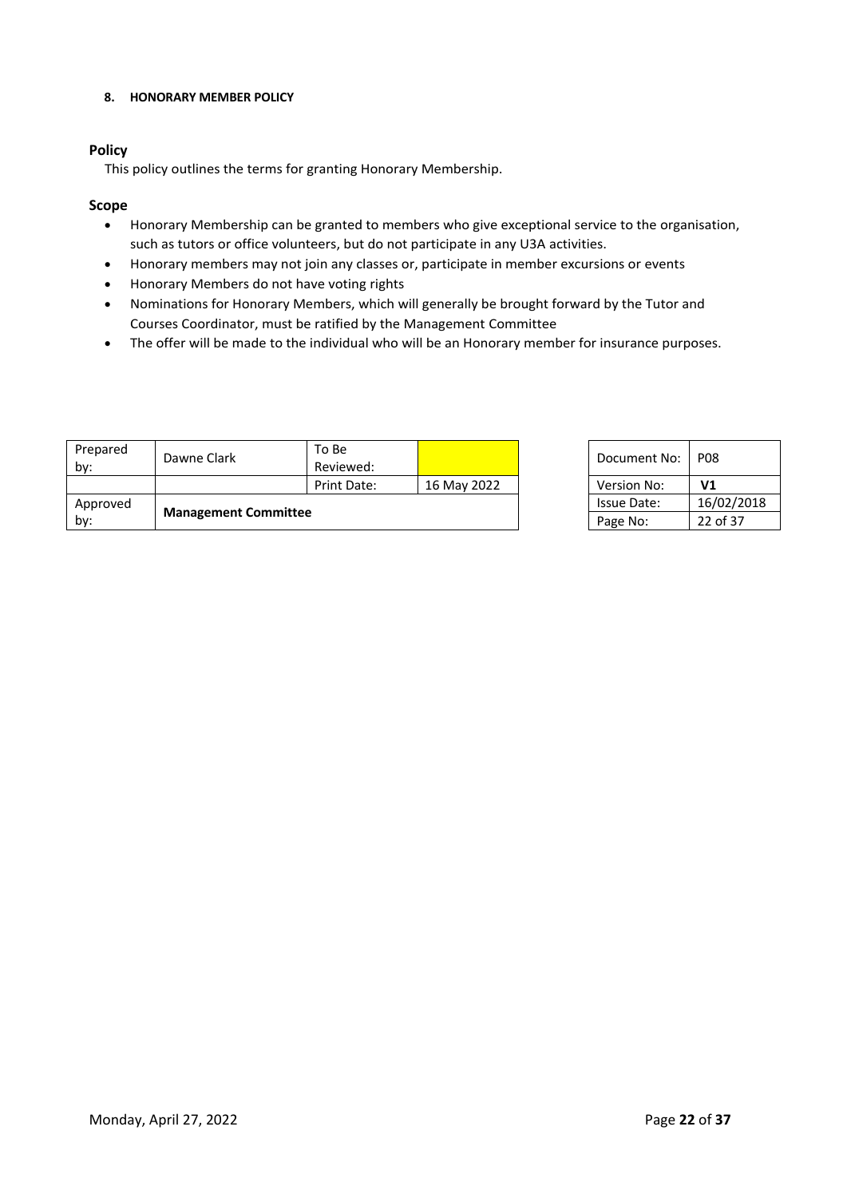## 8. HONORARY MEMBER POLICY

### Policy

This policy outlines the terms for granting Honorary Membership.

### Scope

- Honorary Membership can be granted to members who give exceptional service to the organisation, such as tutors or office volunteers, but do not participate in any U3A activities.
- Honorary members may not join any classes or, participate in member excursions or events
- Honorary Members do not have voting rights
- Nominations for Honorary Members, which will generally be brought forward by the Tutor and Courses Coordinator, must be ratified by the Management Committee
- The offer will be made to the individual who will be an Honorary member for insurance purposes.

| Prepared by: | Dawne Clark | To Be Reviewed: | |
|---|---|---|---|
| | | Print Date: | 16 May 2022 |
| Approved by: | **Management Committee** | | |

| Document No: | P08 |
|---|---|
| Version No: | **V1** |
| Issue Date: | 16/02/2018 |
| Page No: | 22 of 37 |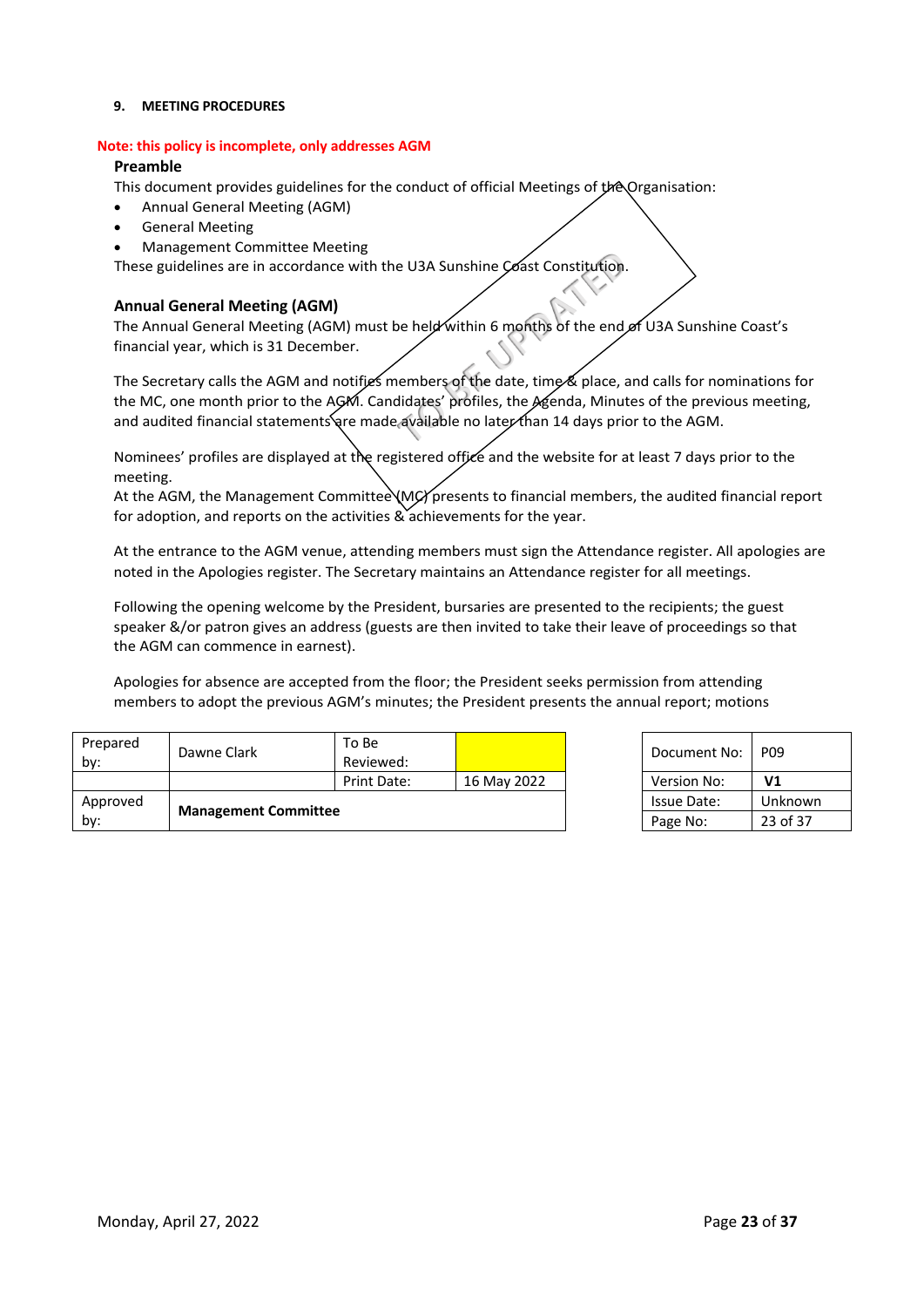## 9. MEETING PROCEDURES

**Note: this policy is incomplete, only addresses AGM**

### Preamble

This document provides guidelines for the conduct of official Meetings of the Organisation:

- Annual General Meeting (AGM)
- General Meeting
- Management Committee Meeting

These guidelines are in accordance with the U3A Sunshine Coast Constitution.

TO BE UPDATED

### Annual General Meeting (AGM)

The Annual General Meeting (AGM) must be held within 6 months of the end of U3A Sunshine Coast's financial year, which is 31 December.

The Secretary calls the AGM and notifies members of the date, time & place, and calls for nominations for the MC, one month prior to the AGM. Candidates' profiles, the Agenda, Minutes of the previous meeting, and audited financial statements are made available no later than 14 days prior to the AGM.

Nominees' profiles are displayed at the registered office and the website for at least 7 days prior to the meeting.

At the AGM, the Management Committee (MC) presents to financial members, the audited financial report for adoption, and reports on the activities & achievements for the year.

At the entrance to the AGM venue, attending members must sign the Attendance register. All apologies are noted in the Apologies register. The Secretary maintains an Attendance register for all meetings.

Following the opening welcome by the President, bursaries are presented to the recipients; the guest speaker &/or patron gives an address (guests are then invited to take their leave of proceedings so that the AGM can commence in earnest).

Apologies for absence are accepted from the floor; the President seeks permission from attending members to adopt the previous AGM's minutes; the President presents the annual report; motions

| Prepared by: | Dawne Clark | To Be Reviewed: | |
|---|---|---|---|
| | | Print Date: | 16 May 2022 |
| Approved by: | **Management Committee** | | |

| Document No: | P09 |
|---|---|
| Version No: | **V1** |
| Issue Date: | Unknown |
| Page No: | 23 of 37 |

Monday, April 27, 2022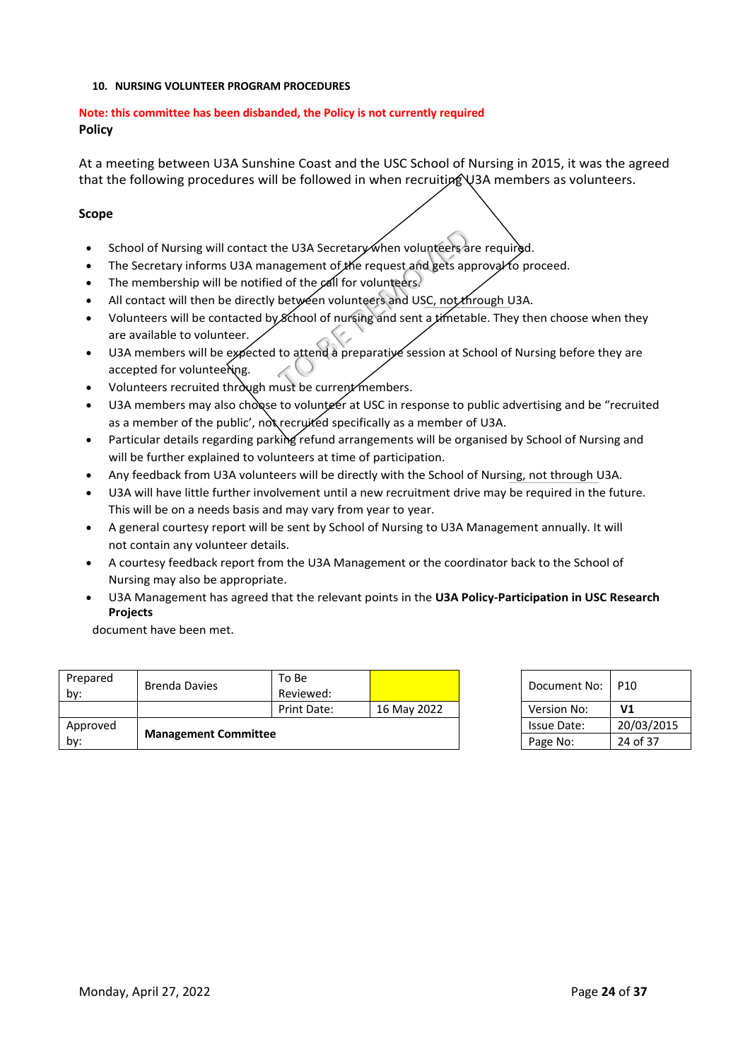### 10. NURSING VOLUNTEER PROGRAM PROCEDURES

**Note: this committee has been disbanded, the Policy is not currently required**

**Policy**

At a meeting between U3A Sunshine Coast and the USC School of Nursing in 2015, it was the agreed that the following procedures will be followed in when recruiting U3A members as volunteers.

**Scope**

- School of Nursing will contact the U3A Secretary when volunteers are required.
- The Secretary informs U3A management of the request and gets approval to proceed.
- The membership will be notified of the call for volunteers.
- All contact will then be directly between volunteers and USC, not through U3A.
- Volunteers will be contacted by School of nursing and sent a timetable. They then choose when they are available to volunteer.
- U3A members will be expected to attend a preparative session at School of Nursing before they are accepted for volunteering.
- Volunteers recruited through must be current members.
- U3A members may also choose to volunteer at USC in response to public advertising and be "recruited as a member of the public', not recruited specifically as a member of U3A.
- Particular details regarding parking refund arrangements will be organised by School of Nursing and will be further explained to volunteers at time of participation.
- Any feedback from U3A volunteers will be directly with the School of Nursing, not through U3A.
- U3A will have little further involvement until a new recruitment drive may be required in the future. This will be on a needs basis and may vary from year to year.
- A general courtesy report will be sent by School of Nursing to U3A Management annually. It will not contain any volunteer details.
- A courtesy feedback report from the U3A Management or the coordinator back to the School of Nursing may also be appropriate.
- U3A Management has agreed that the relevant points in the **U3A Policy-Participation in USC Research Projects**

document have been met.

TO BE REMOVED

| Prepared by: | Brenda Davies | To Be Reviewed: | |
|---|---|---|---|
| | | Print Date: | 16 May 2022 |
| Approved by: | **Management Committee** | | |

| Document No: | P10 |
|---|---|
| Version No: | **V1** |
| Issue Date: | 20/03/2015 |
| Page No: | 24 of 37 |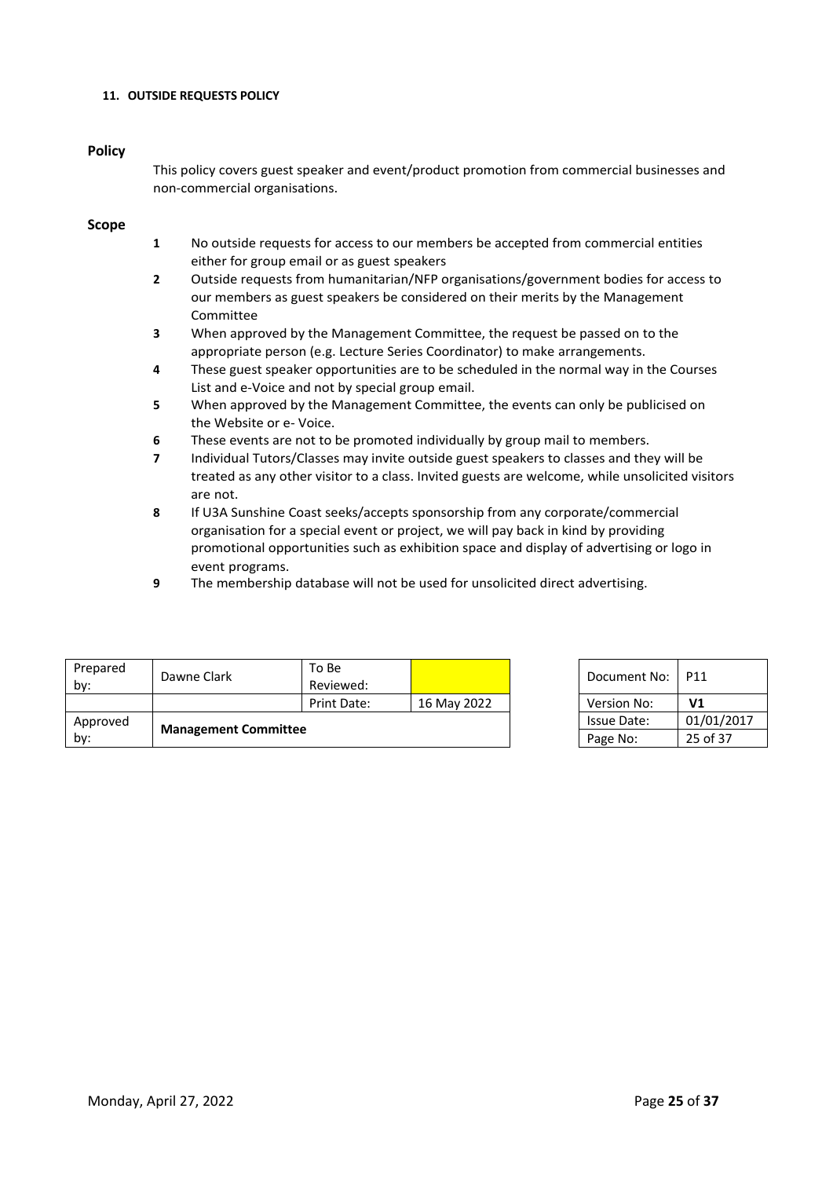## 11. OUTSIDE REQUESTS POLICY

### Policy

This policy covers guest speaker and event/product promotion from commercial businesses and non-commercial organisations.

### Scope

1. No outside requests for access to our members be accepted from commercial entities either for group email or as guest speakers
2. Outside requests from humanitarian/NFP organisations/government bodies for access to our members as guest speakers be considered on their merits by the Management Committee
3. When approved by the Management Committee, the request be passed on to the appropriate person (e.g. Lecture Series Coordinator) to make arrangements.
4. These guest speaker opportunities are to be scheduled in the normal way in the Courses List and e-Voice and not by special group email.
5. When approved by the Management Committee, the events can only be publicised on the Website or e- Voice.
6. These events are not to be promoted individually by group mail to members.
7. Individual Tutors/Classes may invite outside guest speakers to classes and they will be treated as any other visitor to a class. Invited guests are welcome, while unsolicited visitors are not.
8. If U3A Sunshine Coast seeks/accepts sponsorship from any corporate/commercial organisation for a special event or project, we will pay back in kind by providing promotional opportunities such as exhibition space and display of advertising or logo in event programs.
9. The membership database will not be used for unsolicited direct advertising.

| Prepared by: | Dawne Clark | To Be Reviewed: | |
| --- | --- | --- | --- |
| | | Print Date: | 16 May 2022 |
| Approved by: | **Management Committee** | | |

| Document No: | P11 |
| --- | --- |
| Version No: | **V1** |
| Issue Date: | 01/01/2017 |
| Page No: | 25 of 37 |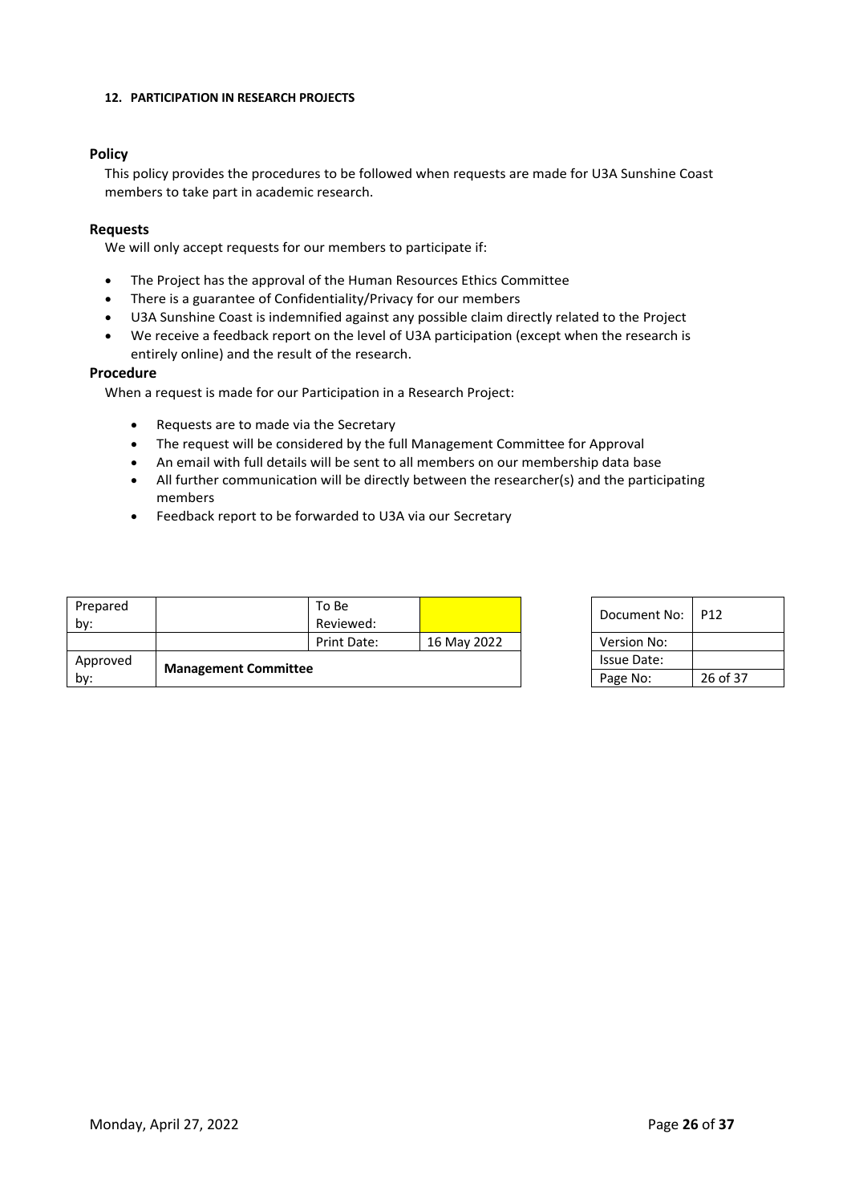## 12. PARTICIPATION IN RESEARCH PROJECTS

### Policy

This policy provides the procedures to be followed when requests are made for U3A Sunshine Coast members to take part in academic research.

### Requests

We will only accept requests for our members to participate if:

- The Project has the approval of the Human Resources Ethics Committee
- There is a guarantee of Confidentiality/Privacy for our members
- U3A Sunshine Coast is indemnified against any possible claim directly related to the Project
- We receive a feedback report on the level of U3A participation (except when the research is entirely online) and the result of the research.

### Procedure

When a request is made for our Participation in a Research Project:

- Requests are to made via the Secretary
- The request will be considered by the full Management Committee for Approval
- An email with full details will be sent to all members on our membership data base
- All further communication will be directly between the researcher(s) and the participating members
- Feedback report to be forwarded to U3A via our Secretary

| Prepared by: | | To Be Reviewed: | |
|---|---|---|---|
| | | Print Date: | 16 May 2022 |
| Approved by: | **Management Committee** | | |

| Document No: | P12 |
|---|---|
| Version No: | |
| Issue Date: | |
| Page No: | 26 of 37 |

Monday, April 27, 2022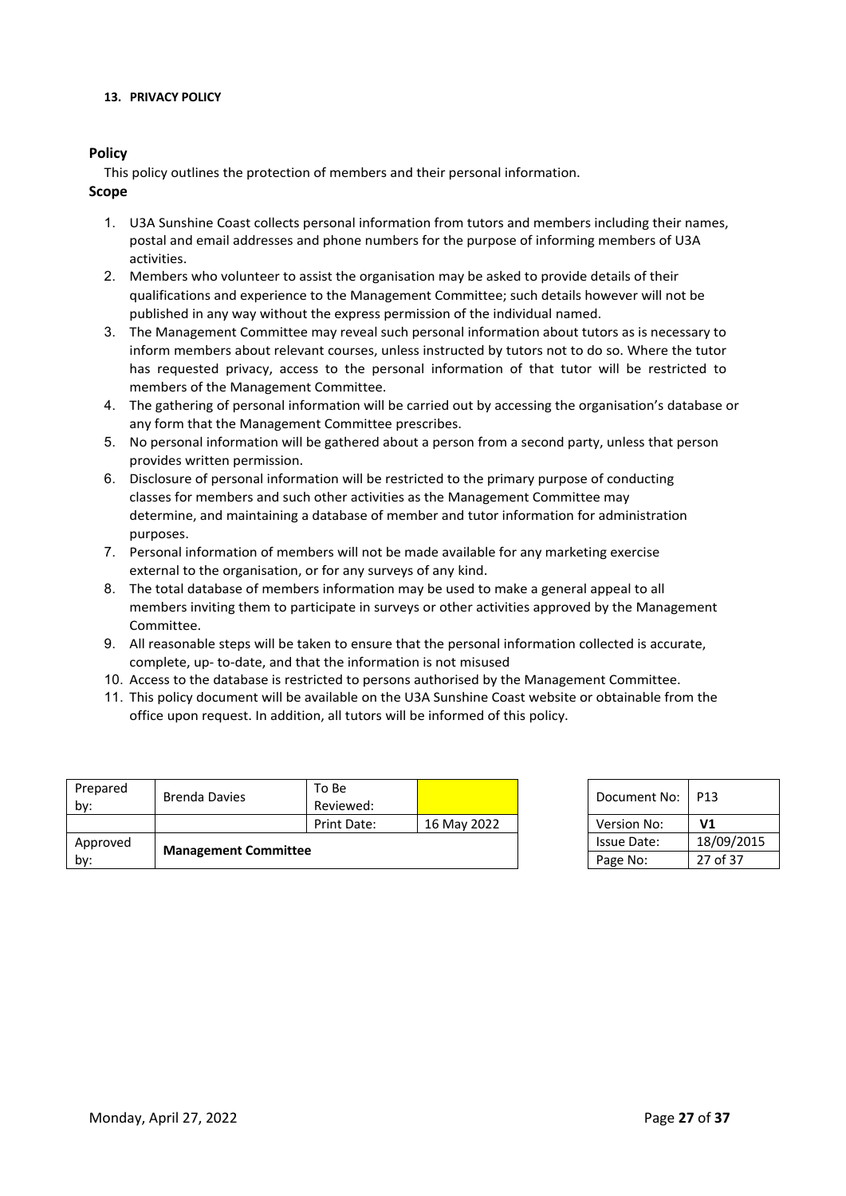**13. PRIVACY POLICY**

## Policy

This policy outlines the protection of members and their personal information.

## Scope

1. U3A Sunshine Coast collects personal information from tutors and members including their names, postal and email addresses and phone numbers for the purpose of informing members of U3A activities.
2. Members who volunteer to assist the organisation may be asked to provide details of their qualifications and experience to the Management Committee; such details however will not be published in any way without the express permission of the individual named.
3. The Management Committee may reveal such personal information about tutors as is necessary to inform members about relevant courses, unless instructed by tutors not to do so. Where the tutor has requested privacy, access to the personal information of that tutor will be restricted to members of the Management Committee.
4. The gathering of personal information will be carried out by accessing the organisation's database or any form that the Management Committee prescribes.
5. No personal information will be gathered about a person from a second party, unless that person provides written permission.
6. Disclosure of personal information will be restricted to the primary purpose of conducting classes for members and such other activities as the Management Committee may determine, and maintaining a database of member and tutor information for administration purposes.
7. Personal information of members will not be made available for any marketing exercise external to the organisation, or for any surveys of any kind.
8. The total database of members information may be used to make a general appeal to all members inviting them to participate in surveys or other activities approved by the Management Committee.
9. All reasonable steps will be taken to ensure that the personal information collected is accurate, complete, up- to-date, and that the information is not misused
10. Access to the database is restricted to persons authorised by the Management Committee.
11. This policy document will be available on the U3A Sunshine Coast website or obtainable from the office upon request. In addition, all tutors will be informed of this policy.

| Prepared by: | Brenda Davies | To Be Reviewed: | |
|---|---|---|---|
| | | Print Date: | 16 May 2022 |
| Approved by: | **Management Committee** | | |

| Document No: | P13 |
|---|---|
| Version No: | **V1** |
| Issue Date: | 18/09/2015 |
| Page No: | 27 of 37 |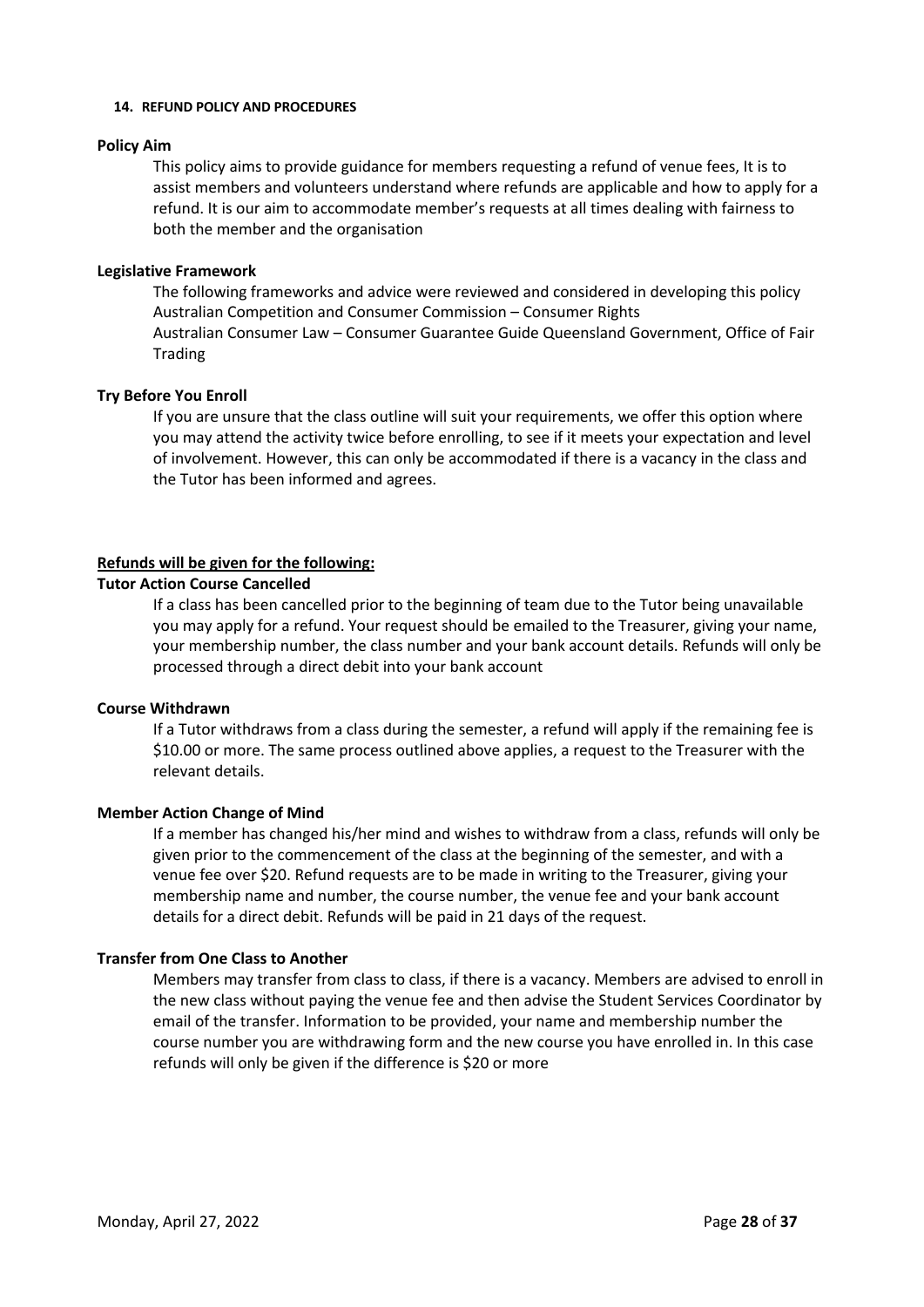### 14. REFUND POLICY AND PROCEDURES

**Policy Aim**

This policy aims to provide guidance for members requesting a refund of venue fees, It is to assist members and volunteers understand where refunds are applicable and how to apply for a refund. It is our aim to accommodate member's requests at all times dealing with fairness to both the member and the organisation

**Legislative Framework**

The following frameworks and advice were reviewed and considered in developing this policy
Australian Competition and Consumer Commission – Consumer Rights
Australian Consumer Law – Consumer Guarantee Guide Queensland Government, Office of Fair Trading

**Try Before You Enroll**

If you are unsure that the class outline will suit your requirements, we offer this option where you may attend the activity twice before enrolling, to see if it meets your expectation and level of involvement. However, this can only be accommodated if there is a vacancy in the class and the Tutor has been informed and agrees.

**Refunds will be given for the following:**

**Tutor Action Course Cancelled**

If a class has been cancelled prior to the beginning of team due to the Tutor being unavailable you may apply for a refund. Your request should be emailed to the Treasurer, giving your name, your membership number, the class number and your bank account details. Refunds will only be processed through a direct debit into your bank account

**Course Withdrawn**

If a Tutor withdraws from a class during the semester, a refund will apply if the remaining fee is $10.00 or more. The same process outlined above applies, a request to the Treasurer with the relevant details.

**Member Action Change of Mind**

If a member has changed his/her mind and wishes to withdraw from a class, refunds will only be given prior to the commencement of the class at the beginning of the semester, and with a venue fee over $20. Refund requests are to be made in writing to the Treasurer, giving your membership name and number, the course number, the venue fee and your bank account details for a direct debit. Refunds will be paid in 21 days of the request.

**Transfer from One Class to Another**

Members may transfer from class to class, if there is a vacancy. Members are advised to enroll in the new class without paying the venue fee and then advise the Student Services Coordinator by email of the transfer. Information to be provided, your name and membership number the course number you are withdrawing form and the new course you have enrolled in. In this case refunds will only be given if the difference is $20 or more

Monday, April 27, 2022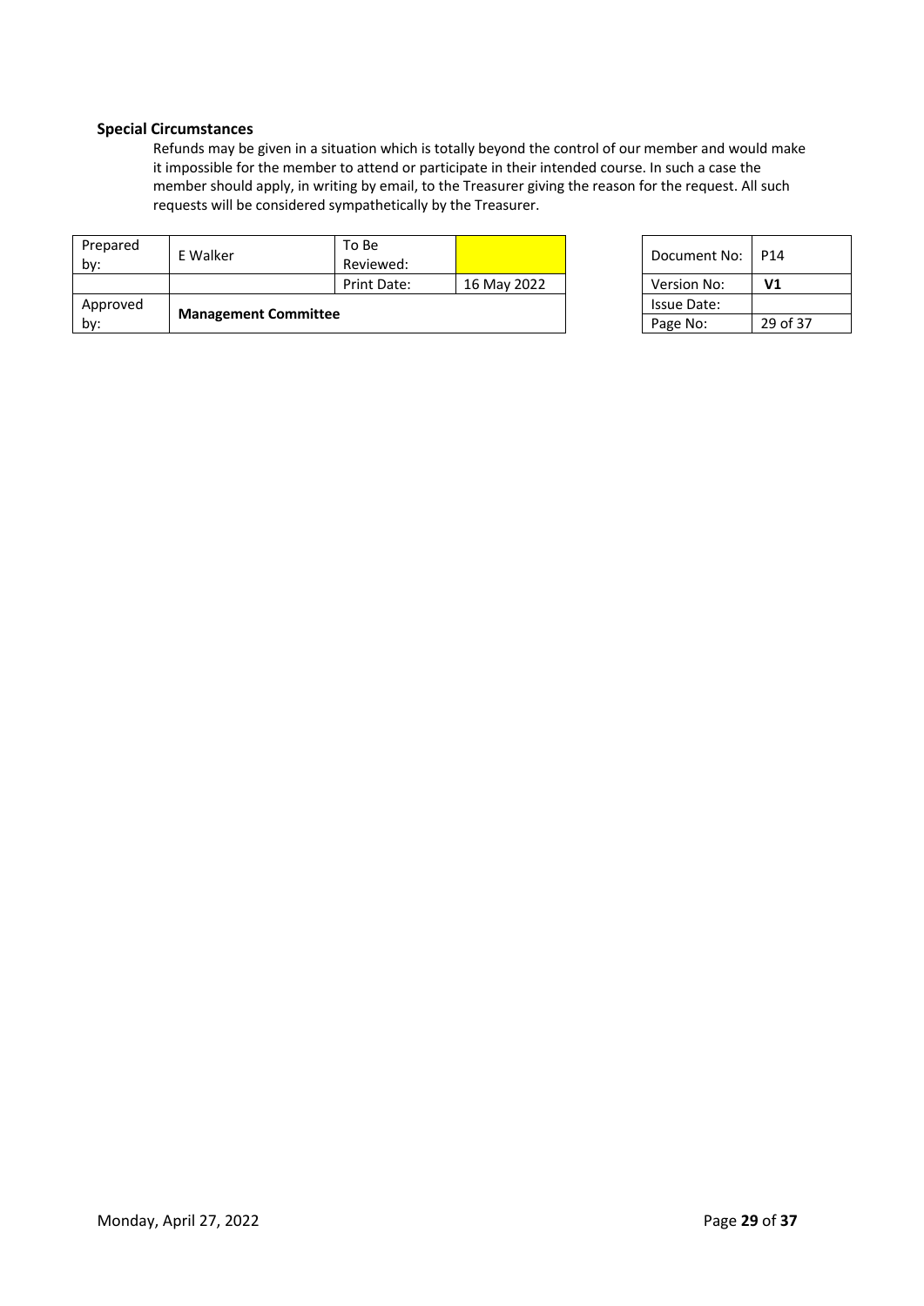### Special Circumstances

Refunds may be given in a situation which is totally beyond the control of our member and would make it impossible for the member to attend or participate in their intended course. In such a case the member should apply, in writing by email, to the Treasurer giving the reason for the request. All such requests will be considered sympathetically by the Treasurer.

| Prepared by: | E Walker | To Be Reviewed: | |
|---|---|---|---|
| | | Print Date: | 16 May 2022 |
| Approved by: | **Management Committee** | | |

| Document No: | P14 |
|---|---|
| Version No: | **V1** |
| Issue Date: | |
| Page No: | 29 of 37 |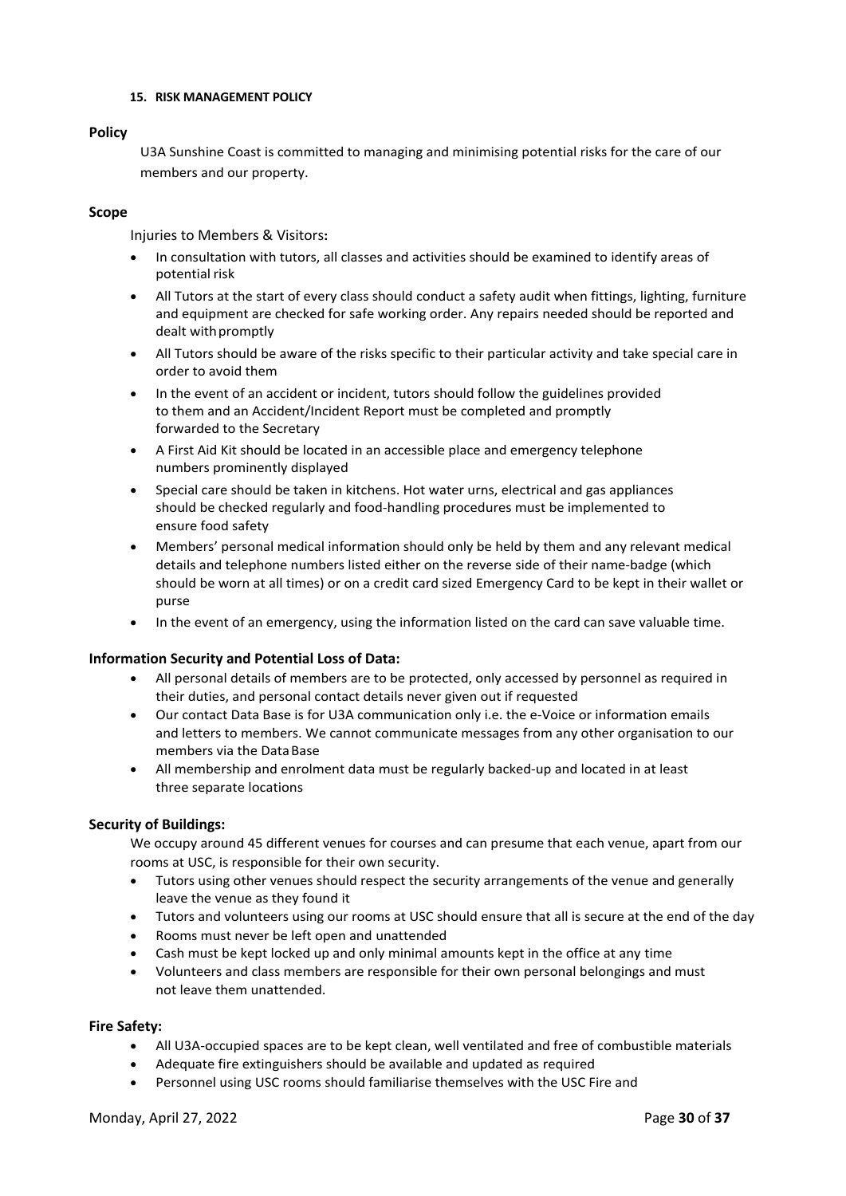## 15. RISK MANAGEMENT POLICY

### Policy

U3A Sunshine Coast is committed to managing and minimising potential risks for the care of our members and our property.

### Scope

Injuries to Members & Visitors**:**

- In consultation with tutors, all classes and activities should be examined to identify areas of potential risk
- All Tutors at the start of every class should conduct a safety audit when fittings, lighting, furniture and equipment are checked for safe working order. Any repairs needed should be reported and dealt with promptly
- All Tutors should be aware of the risks specific to their particular activity and take special care in order to avoid them
- In the event of an accident or incident, tutors should follow the guidelines provided to them and an Accident/Incident Report must be completed and promptly forwarded to the Secretary
- A First Aid Kit should be located in an accessible place and emergency telephone numbers prominently displayed
- Special care should be taken in kitchens. Hot water urns, electrical and gas appliances should be checked regularly and food-handling procedures must be implemented to ensure food safety
- Members' personal medical information should only be held by them and any relevant medical details and telephone numbers listed either on the reverse side of their name-badge (which should be worn at all times) or on a credit card sized Emergency Card to be kept in their wallet or purse
- In the event of an emergency, using the information listed on the card can save valuable time.

### Information Security and Potential Loss of Data:

- All personal details of members are to be protected, only accessed by personnel as required in their duties, and personal contact details never given out if requested
- Our contact Data Base is for U3A communication only i.e. the e-Voice or information emails and letters to members. We cannot communicate messages from any other organisation to our members via the Data Base
- All membership and enrolment data must be regularly backed-up and located in at least three separate locations

### Security of Buildings:

We occupy around 45 different venues for courses and can presume that each venue, apart from our rooms at USC, is responsible for their own security.

- Tutors using other venues should respect the security arrangements of the venue and generally leave the venue as they found it
- Tutors and volunteers using our rooms at USC should ensure that all is secure at the end of the day
- Rooms must never be left open and unattended
- Cash must be kept locked up and only minimal amounts kept in the office at any time
- Volunteers and class members are responsible for their own personal belongings and must not leave them unattended.

### Fire Safety:

- All U3A-occupied spaces are to be kept clean, well ventilated and free of combustible materials
- Adequate fire extinguishers should be available and updated as required
- Personnel using USC rooms should familiarise themselves with the USC Fire and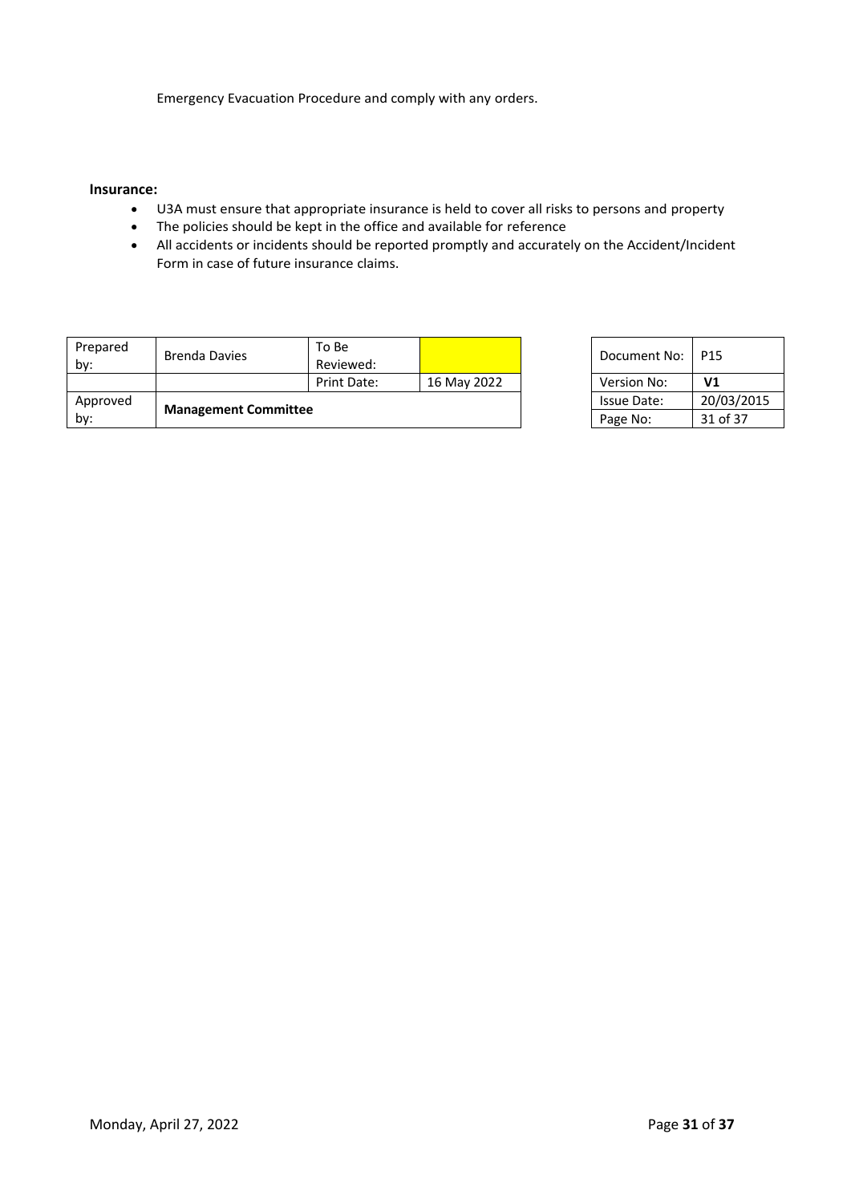Emergency Evacuation Procedure and comply with any orders.

**Insurance:**

- U3A must ensure that appropriate insurance is held to cover all risks to persons and property
- The policies should be kept in the office and available for reference
- All accidents or incidents should be reported promptly and accurately on the Accident/Incident Form in case of future insurance claims.

| Prepared by: | Brenda Davies | To Be Reviewed: | |
|---|---|---|---|
| | | Print Date: | 16 May 2022 |
| Approved by: | **Management Committee** | | |

| Document No: | P15 |
|---|---|
| Version No: | **V1** |
| Issue Date: | 20/03/2015 |
| Page No: | 31 of 37 |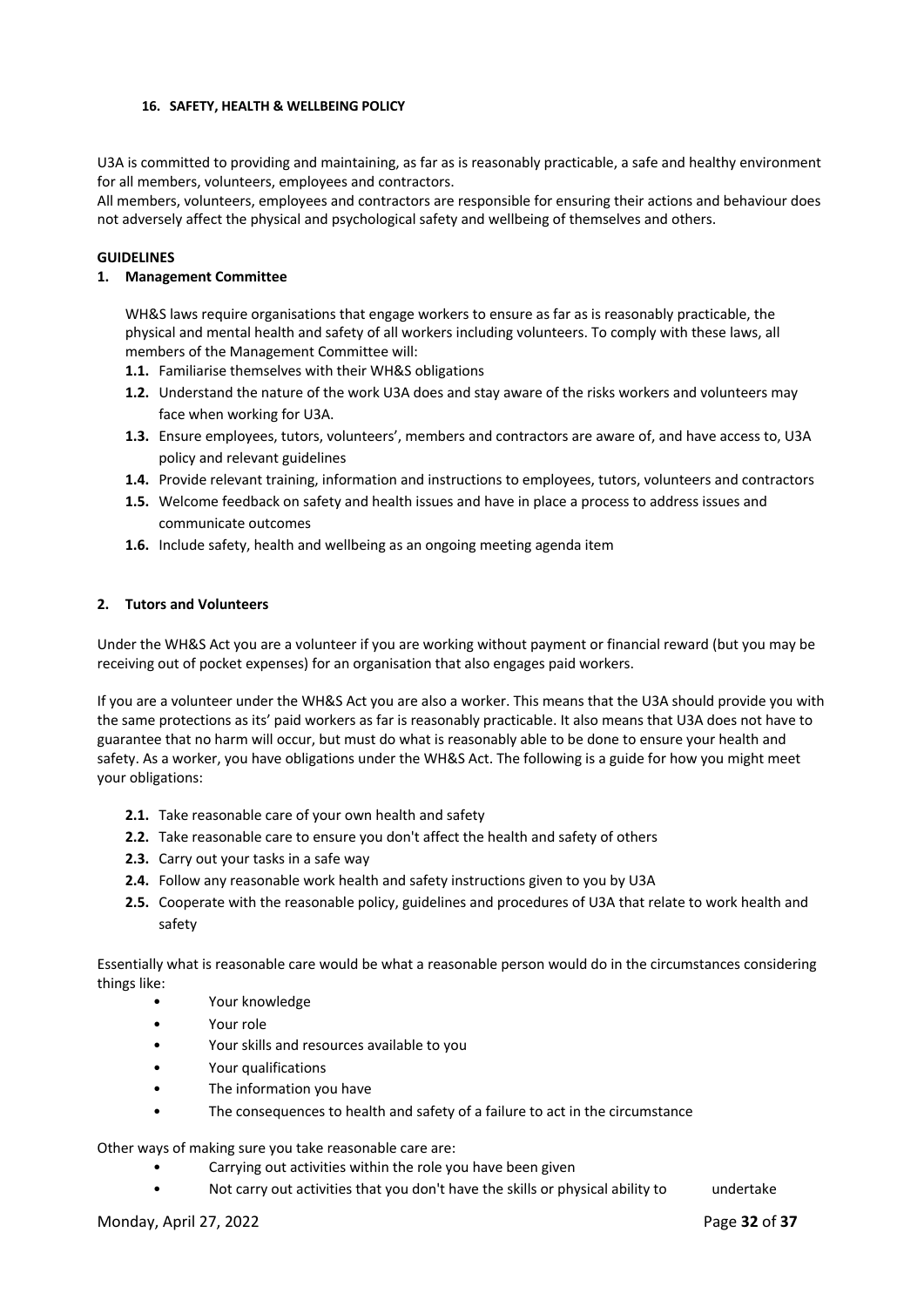#### 16. SAFETY, HEALTH & WELLBEING POLICY

U3A is committed to providing and maintaining, as far as is reasonably practicable, a safe and healthy environment for all members, volunteers, employees and contractors.
All members, volunteers, employees and contractors are responsible for ensuring their actions and behaviour does not adversely affect the physical and psychological safety and wellbeing of themselves and others.

**GUIDELINES**

**1. Management Committee**

WH&S laws require organisations that engage workers to ensure as far as is reasonably practicable, the physical and mental health and safety of all workers including volunteers. To comply with these laws, all members of the Management Committee will:

- **1.1.** Familiarise themselves with their WH&S obligations
- **1.2.** Understand the nature of the work U3A does and stay aware of the risks workers and volunteers may face when working for U3A.
- **1.3.** Ensure employees, tutors, volunteers', members and contractors are aware of, and have access to, U3A policy and relevant guidelines
- **1.4.** Provide relevant training, information and instructions to employees, tutors, volunteers and contractors
- **1.5.** Welcome feedback on safety and health issues and have in place a process to address issues and communicate outcomes
- **1.6.** Include safety, health and wellbeing as an ongoing meeting agenda item

**2. Tutors and Volunteers**

Under the WH&S Act you are a volunteer if you are working without payment or financial reward (but you may be receiving out of pocket expenses) for an organisation that also engages paid workers.

If you are a volunteer under the WH&S Act you are also a worker. This means that the U3A should provide you with the same protections as its' paid workers as far is reasonably practicable. It also means that U3A does not have to guarantee that no harm will occur, but must do what is reasonably able to be done to ensure your health and safety. As a worker, you have obligations under the WH&S Act. The following is a guide for how you might meet your obligations:

- **2.1.** Take reasonable care of your own health and safety
- **2.2.** Take reasonable care to ensure you don't affect the health and safety of others
- **2.3.** Carry out your tasks in a safe way
- **2.4.** Follow any reasonable work health and safety instructions given to you by U3A
- **2.5.** Cooperate with the reasonable policy, guidelines and procedures of U3A that relate to work health and safety

Essentially what is reasonable care would be what a reasonable person would do in the circumstances considering things like:

- Your knowledge
- Your role
- Your skills and resources available to you
- Your qualifications
- The information you have
- The consequences to health and safety of a failure to act in the circumstance

Other ways of making sure you take reasonable care are:

- Carrying out activities within the role you have been given
- Not carry out activities that you don't have the skills or physical ability to undertake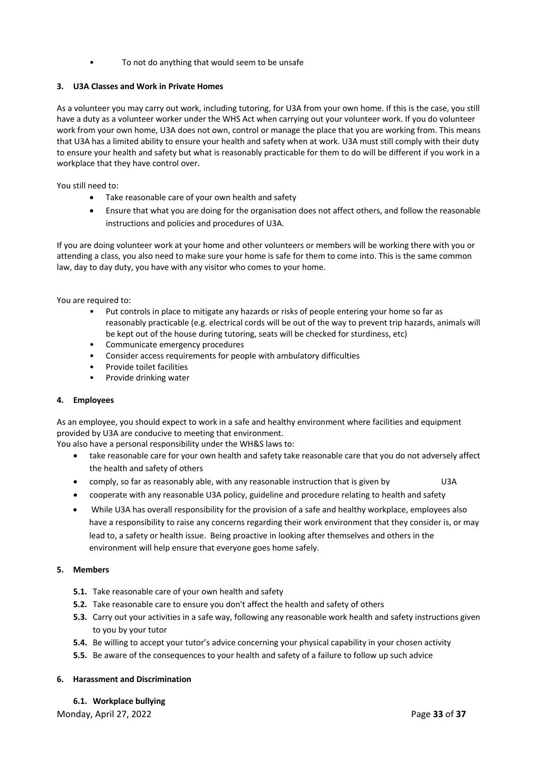- To not do anything that would seem to be unsafe

**3. U3A Classes and Work in Private Homes**

As a volunteer you may carry out work, including tutoring, for U3A from your own home. If this is the case, you still have a duty as a volunteer worker under the WHS Act when carrying out your volunteer work. If you do volunteer work from your own home, U3A does not own, control or manage the place that you are working from. This means that U3A has a limited ability to ensure your health and safety when at work. U3A must still comply with their duty to ensure your health and safety but what is reasonably practicable for them to do will be different if you work in a workplace that they have control over.

You still need to:

- Take reasonable care of your own health and safety
- Ensure that what you are doing for the organisation does not affect others, and follow the reasonable instructions and policies and procedures of U3A.

If you are doing volunteer work at your home and other volunteers or members will be working there with you or attending a class, you also need to make sure your home is safe for them to come into. This is the same common law, day to day duty, you have with any visitor who comes to your home.

You are required to:

- Put controls in place to mitigate any hazards or risks of people entering your home so far as reasonably practicable (e.g. electrical cords will be out of the way to prevent trip hazards, animals will be kept out of the house during tutoring, seats will be checked for sturdiness, etc)
- Communicate emergency procedures
- Consider access requirements for people with ambulatory difficulties
- Provide toilet facilities
- Provide drinking water

**4. Employees**

As an employee, you should expect to work in a safe and healthy environment where facilities and equipment provided by U3A are conducive to meeting that environment.

You also have a personal responsibility under the WH&S laws to:

- take reasonable care for your own health and safety take reasonable care that you do not adversely affect the health and safety of others
- comply, so far as reasonably able, with any reasonable instruction that is given by U3A
- cooperate with any reasonable U3A policy, guideline and procedure relating to health and safety
- While U3A has overall responsibility for the provision of a safe and healthy workplace, employees also have a responsibility to raise any concerns regarding their work environment that they consider is, or may lead to, a safety or health issue. Being proactive in looking after themselves and others in the environment will help ensure that everyone goes home safely.

**5. Members**

**5.1.** Take reasonable care of your own health and safety

**5.2.** Take reasonable care to ensure you don't affect the health and safety of others

**5.3.** Carry out your activities in a safe way, following any reasonable work health and safety instructions given to you by your tutor

**5.4.** Be willing to accept your tutor's advice concerning your physical capability in your chosen activity

**5.5.** Be aware of the consequences to your health and safety of a failure to follow up such advice

**6. Harassment and Discrimination**

**6.1. Workplace bullying**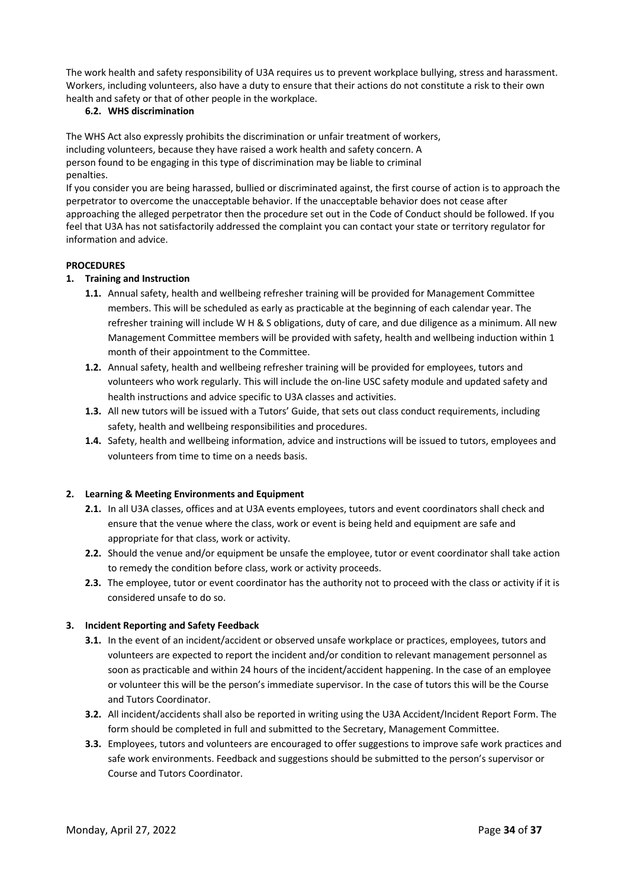The work health and safety responsibility of U3A requires us to prevent workplace bullying, stress and harassment. Workers, including volunteers, also have a duty to ensure that their actions do not constitute a risk to their own health and safety or that of other people in the workplace.

**6.2. WHS discrimination**

The WHS Act also expressly prohibits the discrimination or unfair treatment of workers, including volunteers, because they have raised a work health and safety concern. A person found to be engaging in this type of discrimination may be liable to criminal penalties.

If you consider you are being harassed, bullied or discriminated against, the first course of action is to approach the perpetrator to overcome the unacceptable behavior. If the unacceptable behavior does not cease after approaching the alleged perpetrator then the procedure set out in the Code of Conduct should be followed. If you feel that U3A has not satisfactorily addressed the complaint you can contact your state or territory regulator for information and advice.

**PROCEDURES**

**1. Training and Instruction**

- **1.1.** Annual safety, health and wellbeing refresher training will be provided for Management Committee members. This will be scheduled as early as practicable at the beginning of each calendar year. The refresher training will include W H & S obligations, duty of care, and due diligence as a minimum. All new Management Committee members will be provided with safety, health and wellbeing induction within 1 month of their appointment to the Committee.
- **1.2.** Annual safety, health and wellbeing refresher training will be provided for employees, tutors and volunteers who work regularly. This will include the on-line USC safety module and updated safety and health instructions and advice specific to U3A classes and activities.
- **1.3.** All new tutors will be issued with a Tutors' Guide, that sets out class conduct requirements, including safety, health and wellbeing responsibilities and procedures.
- **1.4.** Safety, health and wellbeing information, advice and instructions will be issued to tutors, employees and volunteers from time to time on a needs basis.

**2. Learning & Meeting Environments and Equipment**

- **2.1.** In all U3A classes, offices and at U3A events employees, tutors and event coordinators shall check and ensure that the venue where the class, work or event is being held and equipment are safe and appropriate for that class, work or activity.
- **2.2.** Should the venue and/or equipment be unsafe the employee, tutor or event coordinator shall take action to remedy the condition before class, work or activity proceeds.
- **2.3.** The employee, tutor or event coordinator has the authority not to proceed with the class or activity if it is considered unsafe to do so.

**3. Incident Reporting and Safety Feedback**

- **3.1.** In the event of an incident/accident or observed unsafe workplace or practices, employees, tutors and volunteers are expected to report the incident and/or condition to relevant management personnel as soon as practicable and within 24 hours of the incident/accident happening. In the case of an employee or volunteer this will be the person's immediate supervisor. In the case of tutors this will be the Course and Tutors Coordinator.
- **3.2.** All incident/accidents shall also be reported in writing using the U3A Accident/Incident Report Form. The form should be completed in full and submitted to the Secretary, Management Committee.
- **3.3.** Employees, tutors and volunteers are encouraged to offer suggestions to improve safe work practices and safe work environments. Feedback and suggestions should be submitted to the person's supervisor or Course and Tutors Coordinator.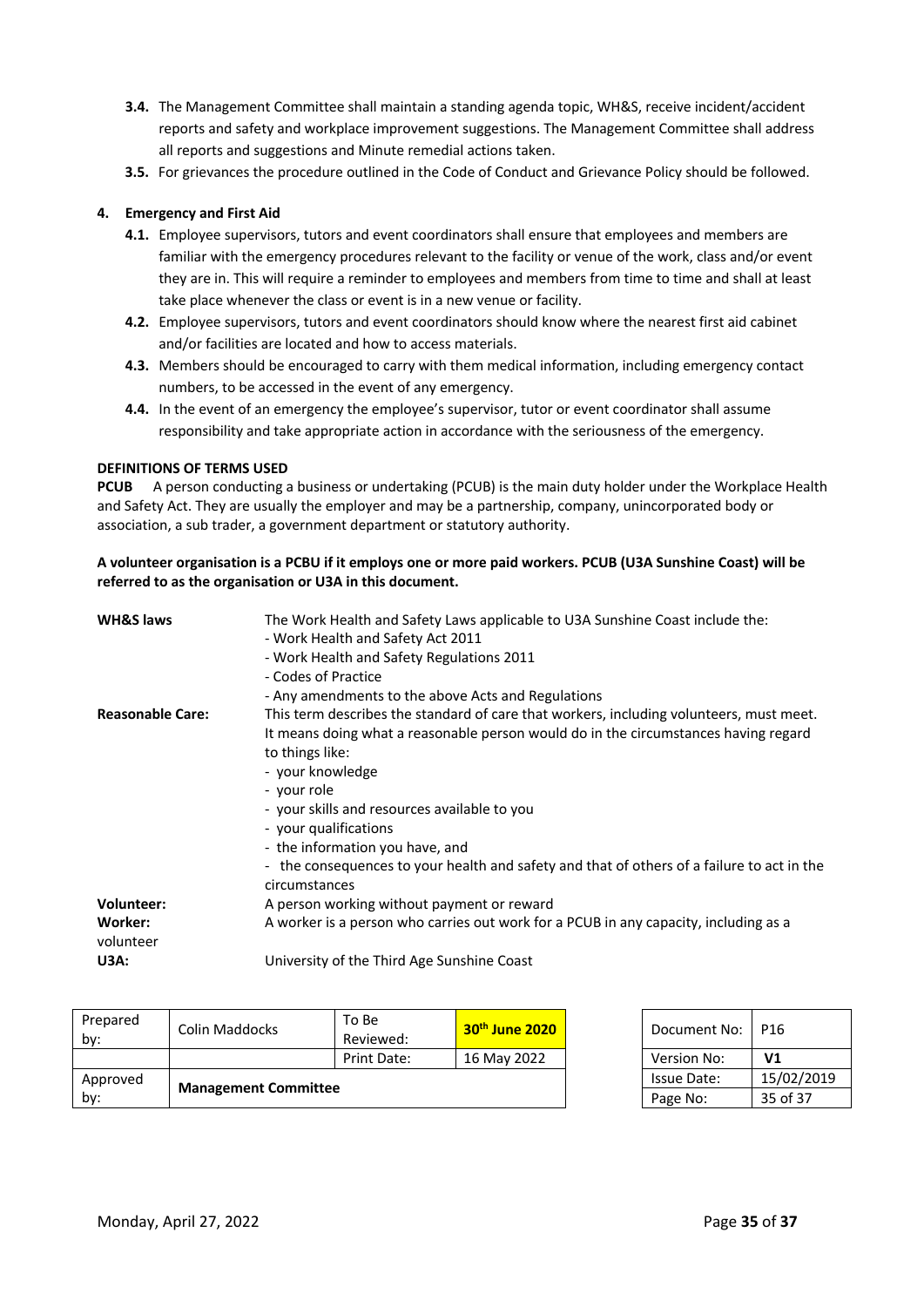- **3.4.** The Management Committee shall maintain a standing agenda topic, WH&S, receive incident/accident reports and safety and workplace improvement suggestions. The Management Committee shall address all reports and suggestions and Minute remedial actions taken.
- **3.5.** For grievances the procedure outlined in the Code of Conduct and Grievance Policy should be followed.

**4. Emergency and First Aid**

- **4.1.** Employee supervisors, tutors and event coordinators shall ensure that employees and members are familiar with the emergency procedures relevant to the facility or venue of the work, class and/or event they are in. This will require a reminder to employees and members from time to time and shall at least take place whenever the class or event is in a new venue or facility.
- **4.2.** Employee supervisors, tutors and event coordinators should know where the nearest first aid cabinet and/or facilities are located and how to access materials.
- **4.3.** Members should be encouraged to carry with them medical information, including emergency contact numbers, to be accessed in the event of any emergency.
- **4.4.** In the event of an emergency the employee's supervisor, tutor or event coordinator shall assume responsibility and take appropriate action in accordance with the seriousness of the emergency.

**DEFINITIONS OF TERMS USED**

**PCUB** A person conducting a business or undertaking (PCUB) is the main duty holder under the Workplace Health and Safety Act. They are usually the employer and may be a partnership, company, unincorporated body or association, a sub trader, a government department or statutory authority.

**A volunteer organisation is a PCBU if it employs one or more paid workers. PCUB (U3A Sunshine Coast) will be referred to as the organisation or U3A in this document.**

**WH&S laws** — The Work Health and Safety Laws applicable to U3A Sunshine Coast include the:
- Work Health and Safety Act 2011
- Work Health and Safety Regulations 2011
- Codes of Practice
- Any amendments to the above Acts and Regulations

**Reasonable Care:** — This term describes the standard of care that workers, including volunteers, must meet. It means doing what a reasonable person would do in the circumstances having regard to things like:
- your knowledge
- your role
- your skills and resources available to you
- your qualifications
- the information you have, and
- the consequences to your health and safety and that of others of a failure to act in the circumstances

**Volunteer:** — A person working without payment or reward

**Worker:** — A worker is a person who carries out work for a PCUB in any capacity, including as a volunteer

**U3A:** — University of the Third Age Sunshine Coast

| Prepared by: | Colin Maddocks | To Be Reviewed: | **30th June 2020** |
|---|---|---|---|
| | | Print Date: | 16 May 2022 |
| Approved by: | **Management Committee** | | |

| Document No: | P16 |
|---|---|
| Version No: | **V1** |
| Issue Date: | 15/02/2019 |
| Page No: | 35 of 37 |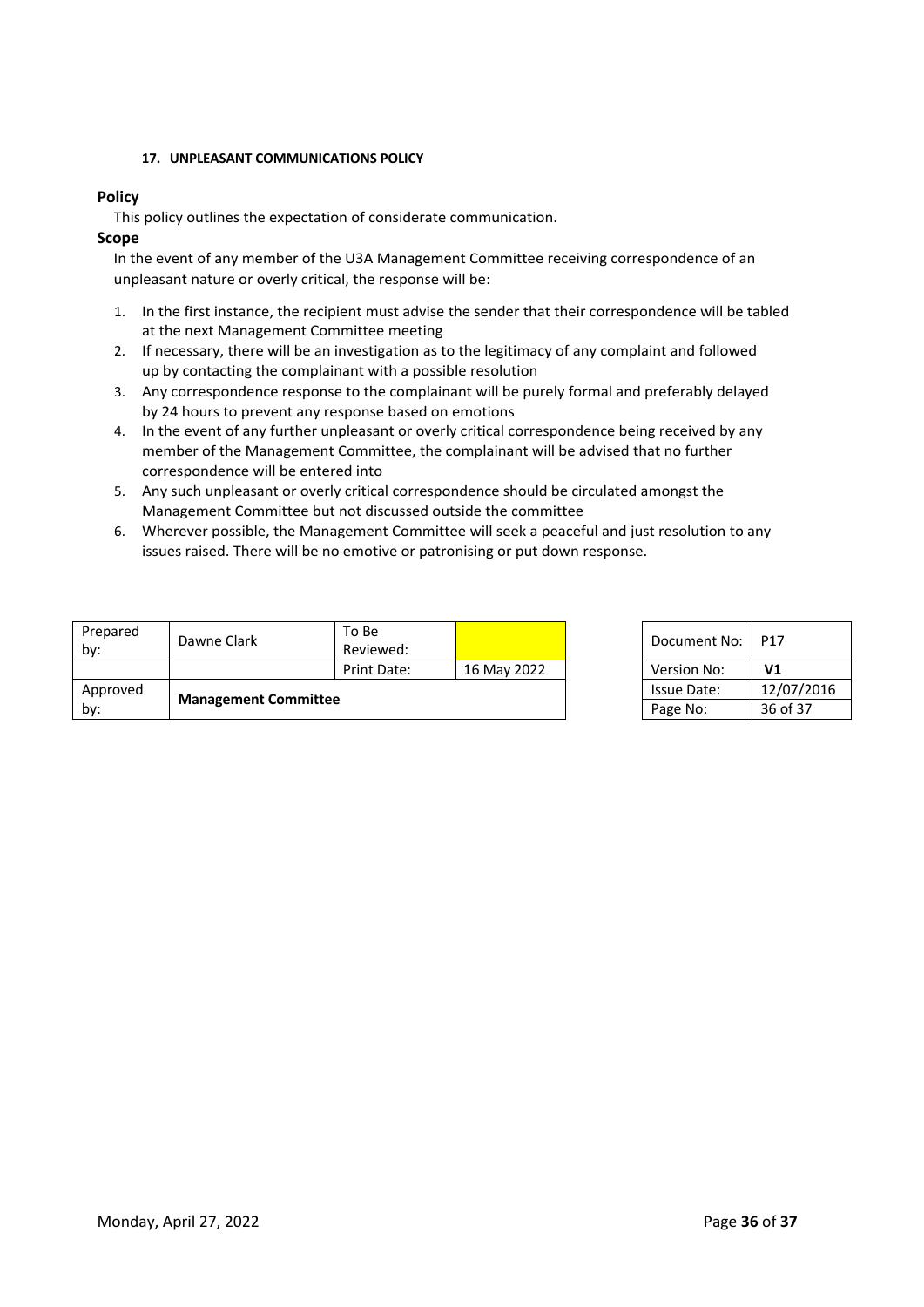### 17. UNPLEASANT COMMUNICATIONS POLICY

**Policy**

This policy outlines the expectation of considerate communication.

**Scope**

In the event of any member of the U3A Management Committee receiving correspondence of an unpleasant nature or overly critical, the response will be:

1. In the first instance, the recipient must advise the sender that their correspondence will be tabled at the next Management Committee meeting
2. If necessary, there will be an investigation as to the legitimacy of any complaint and followed up by contacting the complainant with a possible resolution
3. Any correspondence response to the complainant will be purely formal and preferably delayed by 24 hours to prevent any response based on emotions
4. In the event of any further unpleasant or overly critical correspondence being received by any member of the Management Committee, the complainant will be advised that no further correspondence will be entered into
5. Any such unpleasant or overly critical correspondence should be circulated amongst the Management Committee but not discussed outside the committee
6. Wherever possible, the Management Committee will seek a peaceful and just resolution to any issues raised. There will be no emotive or patronising or put down response.

| Prepared by: | Dawne Clark | To Be Reviewed: | |
|---|---|---|---|
| | | Print Date: | 16 May 2022 |
| Approved by: | **Management Committee** | | |

| Document No: | P17 |
|---|---|
| Version No: | **V1** |
| Issue Date: | 12/07/2016 |
| Page No: | 36 of 37 |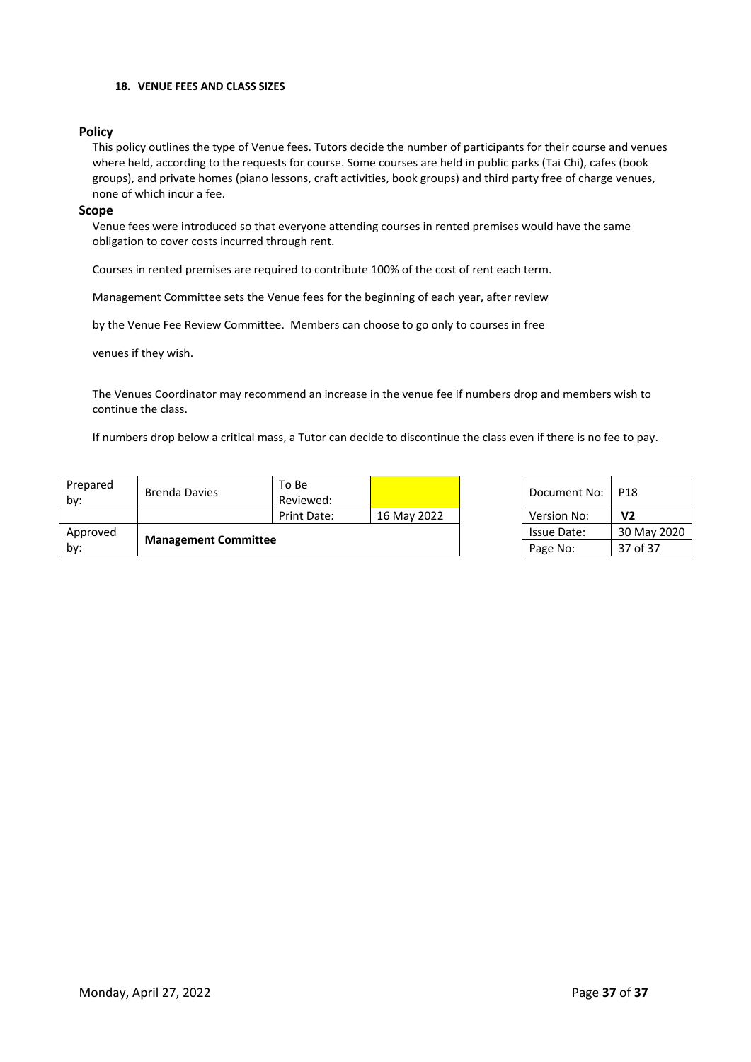### 18. VENUE FEES AND CLASS SIZES

## Policy

This policy outlines the type of Venue fees. Tutors decide the number of participants for their course and venues where held, according to the requests for course. Some courses are held in public parks (Tai Chi), cafes (book groups), and private homes (piano lessons, craft activities, book groups) and third party free of charge venues, none of which incur a fee.

## Scope

Venue fees were introduced so that everyone attending courses in rented premises would have the same obligation to cover costs incurred through rent.

Courses in rented premises are required to contribute 100% of the cost of rent each term.

Management Committee sets the Venue fees for the beginning of each year, after review

by the Venue Fee Review Committee. Members can choose to go only to courses in free

venues if they wish.

The Venues Coordinator may recommend an increase in the venue fee if numbers drop and members wish to continue the class.

If numbers drop below a critical mass, a Tutor can decide to discontinue the class even if there is no fee to pay.

| | | | |
|---|---|---|---|
| Prepared by: | Brenda Davies | To Be Reviewed: | |
| | | Print Date: | 16 May 2022 |
| Approved by: | **Management Committee** | | |

| | |
|---|---|
| Document No: | P18 |
| Version No: | **V2** |
| Issue Date: | 30 May 2020 |
| Page No: | 37 of 37 |

Monday, April 27, 2022